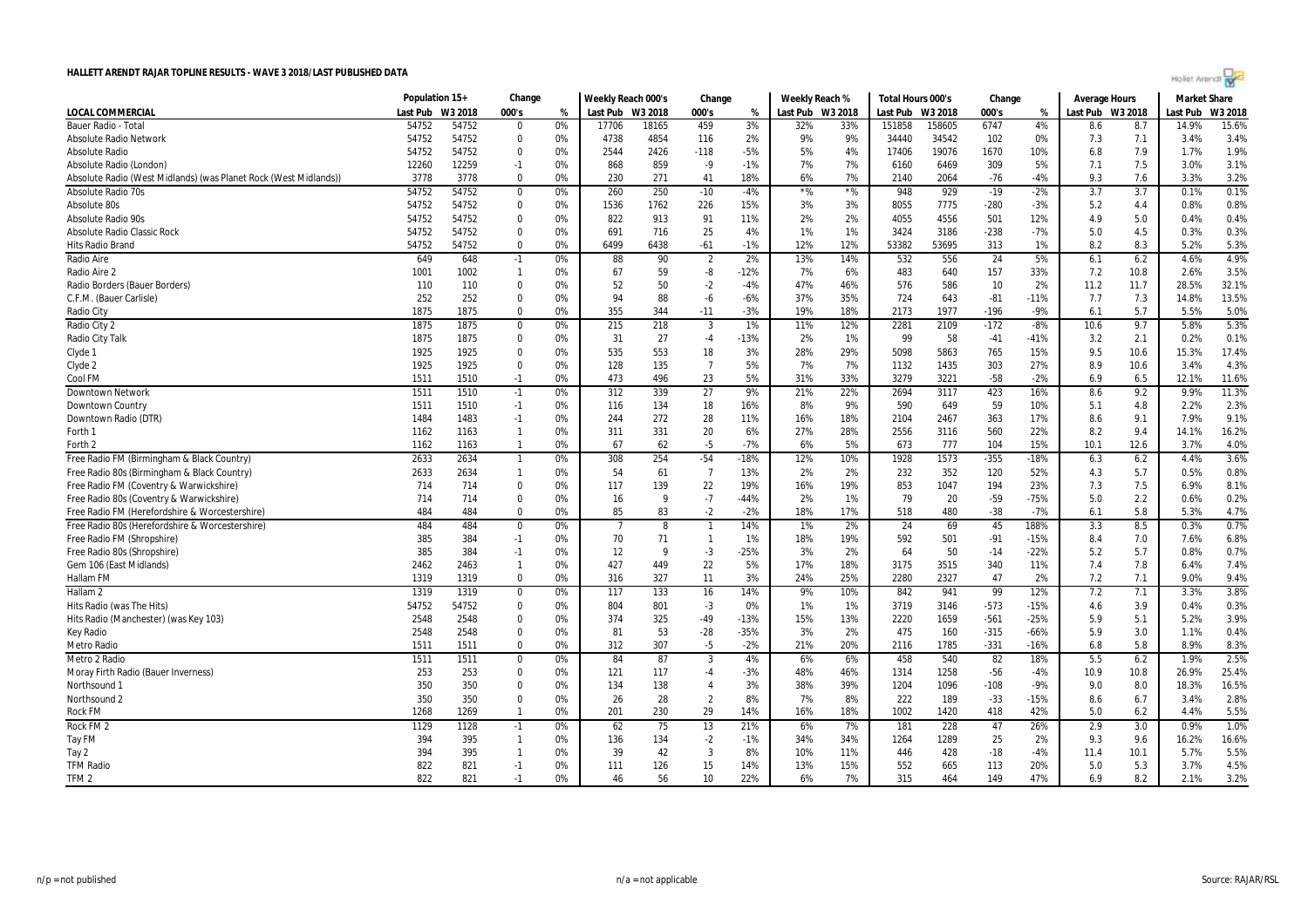# HALLETT ARENDT RAJAR TOPLINE RESULTS - WAVE 3 2018/LAST PUBLISHED DATA

| | Population 15+ | | Change | | Weekly Reach 000's | | Change | | Weekly Reach % | | Total Hours 000's | | Change | | Average Hours | | Market Share | |
|---|---|---|---|---|---|---|---|---|---|---|---|---|---|---|---|---|---|---|
| LOCAL COMMERCIAL | Last Pub | W3 2018 | 000's | % | Last Pub | W3 2018 | 000's | % | Last Pub | W3 2018 | Last Pub | W3 2018 | 000's | % | Last Pub | W3 2018 | Last Pub | W3 2018 |
| Bauer Radio - Total | 54752 | 54752 | 0 | 0% | 17706 | 18165 | 459 | 3% | 32% | 33% | 151858 | 158605 | 6747 | 4% | 8.6 | 8.7 | 14.9% | 15.6% |
| Absolute Radio Network | 54752 | 54752 | 0 | 0% | 4738 | 4854 | 116 | 2% | 9% | 9% | 34440 | 34542 | 102 | 0% | 7.3 | 7.1 | 3.4% | 3.4% |
| Absolute Radio | 54752 | 54752 | 0 | 0% | 2544 | 2426 | -118 | -5% | 5% | 4% | 17406 | 19076 | 1670 | 10% | 6.8 | 7.9 | 1.7% | 1.9% |
| Absolute Radio (London) | 12260 | 12259 | -1 | 0% | 868 | 859 | -9 | -1% | 7% | 7% | 6160 | 6469 | 309 | 5% | 7.1 | 7.5 | 3.0% | 3.1% |
| Absolute Radio (West Midlands) (was Planet Rock (West Midlands)) | 3778 | 3778 | 0 | 0% | 230 | 271 | 41 | 18% | 6% | 7% | 2140 | 2064 | -76 | -4% | 9.3 | 7.6 | 3.3% | 3.2% |
| Absolute Radio 70s | 54752 | 54752 | 0 | 0% | 260 | 250 | -10 | -4% | *% | *% | 948 | 929 | -19 | -2% | 3.7 | 3.7 | 0.1% | 0.1% |
| Absolute 80s | 54752 | 54752 | 0 | 0% | 1536 | 1762 | 226 | 15% | 3% | 3% | 8055 | 7775 | -280 | -3% | 5.2 | 4.4 | 0.8% | 0.8% |
| Absolute Radio 90s | 54752 | 54752 | 0 | 0% | 822 | 913 | 91 | 11% | 2% | 2% | 4055 | 4556 | 501 | 12% | 4.9 | 5.0 | 0.4% | 0.4% |
| Absolute Radio Classic Rock | 54752 | 54752 | 0 | 0% | 691 | 716 | 25 | 4% | 1% | 1% | 3424 | 3186 | -238 | -7% | 5.0 | 4.5 | 0.3% | 0.3% |
| Hits Radio Brand | 54752 | 54752 | 0 | 0% | 6499 | 6438 | -61 | -1% | 12% | 12% | 53382 | 53695 | 313 | 1% | 8.2 | 8.3 | 5.2% | 5.3% |
| Radio Aire | 649 | 648 | -1 | 0% | 88 | 90 | 2 | 2% | 13% | 14% | 532 | 556 | 24 | 5% | 6.1 | 6.2 | 4.6% | 4.9% |
| Radio Aire 2 | 1001 | 1002 | 1 | 0% | 67 | 59 | -8 | -12% | 7% | 6% | 483 | 640 | 157 | 33% | 7.2 | 10.8 | 2.6% | 3.5% |
| Radio Borders (Bauer Borders) | 110 | 110 | 0 | 0% | 52 | 50 | -2 | -4% | 47% | 46% | 576 | 586 | 10 | 2% | 11.2 | 11.7 | 28.5% | 32.1% |
| C.F.M. (Bauer Carlisle) | 252 | 252 | 0 | 0% | 94 | 88 | -6 | -6% | 37% | 35% | 724 | 643 | -81 | -11% | 7.7 | 7.3 | 14.8% | 13.5% |
| Radio City | 1875 | 1875 | 0 | 0% | 355 | 344 | -11 | -3% | 19% | 18% | 2173 | 1977 | -196 | -9% | 6.1 | 5.7 | 5.5% | 5.0% |
| Radio City 2 | 1875 | 1875 | 0 | 0% | 215 | 218 | 3 | 1% | 11% | 12% | 2281 | 2109 | -172 | -8% | 10.6 | 9.7 | 5.8% | 5.3% |
| Radio City Talk | 1875 | 1875 | 0 | 0% | 31 | 27 | -4 | -13% | 2% | 1% | 99 | 58 | -41 | -41% | 3.2 | 2.1 | 0.2% | 0.1% |
| Clyde 1 | 1925 | 1925 | 0 | 0% | 535 | 553 | 18 | 3% | 28% | 29% | 5098 | 5863 | 765 | 15% | 9.5 | 10.6 | 15.3% | 17.4% |
| Clyde 2 | 1925 | 1925 | 0 | 0% | 128 | 135 | 7 | 5% | 7% | 7% | 1132 | 1435 | 303 | 27% | 8.9 | 10.6 | 3.4% | 4.3% |
| Cool FM | 1511 | 1510 | -1 | 0% | 473 | 496 | 23 | 5% | 31% | 33% | 3279 | 3221 | -58 | -2% | 6.9 | 6.5 | 12.1% | 11.6% |
| Downtown Network | 1511 | 1510 | -1 | 0% | 312 | 339 | 27 | 9% | 21% | 22% | 2694 | 3117 | 423 | 16% | 8.6 | 9.2 | 9.9% | 11.3% |
| Downtown Country | 1511 | 1510 | -1 | 0% | 116 | 134 | 18 | 16% | 8% | 9% | 590 | 649 | 59 | 10% | 5.1 | 4.8 | 2.2% | 2.3% |
| Downtown Radio (DTR) | 1484 | 1483 | -1 | 0% | 244 | 272 | 28 | 11% | 16% | 18% | 2104 | 2467 | 363 | 17% | 8.6 | 9.1 | 7.9% | 9.1% |
| Forth 1 | 1162 | 1163 | 1 | 0% | 311 | 331 | 20 | 6% | 27% | 28% | 2556 | 3116 | 560 | 22% | 8.2 | 9.4 | 14.1% | 16.2% |
| Forth 2 | 1162 | 1163 | 1 | 0% | 67 | 62 | -5 | -7% | 6% | 5% | 673 | 777 | 104 | 15% | 10.1 | 12.6 | 3.7% | 4.0% |
| Free Radio FM (Birmingham & Black Country) | 2633 | 2634 | 1 | 0% | 308 | 254 | -54 | -18% | 12% | 10% | 1928 | 1573 | -355 | -18% | 6.3 | 6.2 | 4.4% | 3.6% |
| Free Radio 80s (Birmingham & Black Country) | 2633 | 2634 | 1 | 0% | 54 | 61 | 7 | 13% | 2% | 2% | 232 | 352 | 120 | 52% | 4.3 | 5.7 | 0.5% | 0.8% |
| Free Radio FM (Coventry & Warwickshire) | 714 | 714 | 0 | 0% | 117 | 139 | 22 | 19% | 16% | 19% | 853 | 1047 | 194 | 23% | 7.3 | 7.5 | 6.9% | 8.1% |
| Free Radio 80s (Coventry & Warwickshire) | 714 | 714 | 0 | 0% | 16 | 9 | -7 | -44% | 2% | 1% | 79 | 20 | -59 | -75% | 5.0 | 2.2 | 0.6% | 0.2% |
| Free Radio FM (Herefordshire & Worcestershire) | 484 | 484 | 0 | 0% | 85 | 83 | -2 | -2% | 18% | 17% | 518 | 480 | -38 | -7% | 6.1 | 5.8 | 5.3% | 4.7% |
| Free Radio 80s (Herefordshire & Worcestershire) | 484 | 484 | 0 | 0% | 7 | 8 | 1 | 14% | 1% | 2% | 24 | 69 | 45 | 188% | 3.3 | 8.5 | 0.3% | 0.7% |
| Free Radio FM (Shropshire) | 385 | 384 | -1 | 0% | 70 | 71 | 1 | 1% | 18% | 19% | 592 | 501 | -91 | -15% | 8.4 | 7.0 | 7.6% | 6.8% |
| Free Radio 80s (Shropshire) | 385 | 384 | -1 | 0% | 12 | 9 | -3 | -25% | 3% | 2% | 64 | 50 | -14 | -22% | 5.2 | 5.7 | 0.8% | 0.7% |
| Gem 106 (East Midlands) | 2462 | 2463 | 1 | 0% | 427 | 449 | 22 | 5% | 17% | 18% | 3175 | 3515 | 340 | 11% | 7.4 | 7.8 | 6.4% | 7.4% |
| Hallam FM | 1319 | 1319 | 0 | 0% | 316 | 327 | 11 | 3% | 24% | 25% | 2280 | 2327 | 47 | 2% | 7.2 | 7.1 | 9.0% | 9.4% |
| Hallam 2 | 1319 | 1319 | 0 | 0% | 117 | 133 | 16 | 14% | 9% | 10% | 842 | 941 | 99 | 12% | 7.2 | 7.1 | 3.3% | 3.8% |
| Hits Radio (was The Hits) | 54752 | 54752 | 0 | 0% | 804 | 801 | -3 | 0% | 1% | 1% | 3719 | 3146 | -573 | -15% | 4.6 | 3.9 | 0.4% | 0.3% |
| Hits Radio (Manchester) (was Key 103) | 2548 | 2548 | 0 | 0% | 374 | 325 | -49 | -13% | 15% | 13% | 2220 | 1659 | -561 | -25% | 5.9 | 5.1 | 5.2% | 3.9% |
| Key Radio | 2548 | 2548 | 0 | 0% | 81 | 53 | -28 | -35% | 3% | 2% | 475 | 160 | -315 | -66% | 5.9 | 3.0 | 1.1% | 0.4% |
| Metro Radio | 1511 | 1511 | 0 | 0% | 312 | 307 | -5 | -2% | 21% | 20% | 2116 | 1785 | -331 | -16% | 6.8 | 5.8 | 8.9% | 8.3% |
| Metro 2 Radio | 1511 | 1511 | 0 | 0% | 84 | 87 | 3 | 4% | 6% | 6% | 458 | 540 | 82 | 18% | 5.5 | 6.2 | 1.9% | 2.5% |
| Moray Firth Radio (Bauer Inverness) | 253 | 253 | 0 | 0% | 121 | 117 | -4 | -3% | 48% | 46% | 1314 | 1258 | -56 | -4% | 10.9 | 10.8 | 26.9% | 25.4% |
| Northsound 1 | 350 | 350 | 0 | 0% | 134 | 138 | 4 | 3% | 38% | 39% | 1204 | 1096 | -108 | -9% | 9.0 | 8.0 | 18.3% | 16.5% |
| Northsound 2 | 350 | 350 | 0 | 0% | 26 | 28 | 2 | 8% | 7% | 8% | 222 | 189 | -33 | -15% | 8.6 | 6.7 | 3.4% | 2.8% |
| Rock FM | 1268 | 1269 | 1 | 0% | 201 | 230 | 29 | 14% | 16% | 18% | 1002 | 1420 | 418 | 42% | 5.0 | 6.2 | 4.4% | 5.5% |
| Rock FM 2 | 1129 | 1128 | -1 | 0% | 62 | 75 | 13 | 21% | 6% | 7% | 181 | 228 | 47 | 26% | 2.9 | 3.0 | 0.9% | 1.0% |
| Tay FM | 394 | 395 | 1 | 0% | 136 | 134 | -2 | -1% | 34% | 34% | 1264 | 1289 | 25 | 2% | 9.3 | 9.6 | 16.2% | 16.6% |
| Tay 2 | 394 | 395 | 1 | 0% | 39 | 42 | 3 | 8% | 10% | 11% | 446 | 428 | -18 | -4% | 11.4 | 10.1 | 5.7% | 5.5% |
| TFM Radio | 822 | 821 | -1 | 0% | 111 | 126 | 15 | 14% | 13% | 15% | 552 | 665 | 113 | 20% | 5.0 | 5.3 | 3.7% | 4.5% |
| TFM 2 | 822 | 821 | -1 | 0% | 46 | 56 | 10 | 22% | 6% | 7% | 315 | 464 | 149 | 47% | 6.9 | 8.2 | 2.1% | 3.2% |

n/p = not published  n/a = not applicable  Source: RAJAR/RSL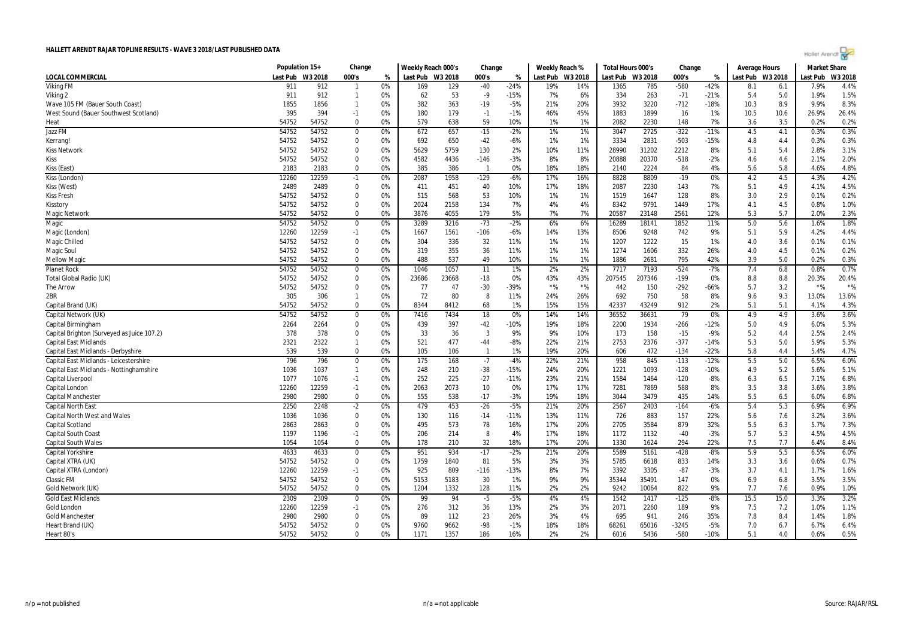# HALLETT ARENDT RAJAR TOPLINE RESULTS - WAVE 3 2018/LAST PUBLISHED DATA

| LOCAL COMMERCIAL | Population 15+ | | Change | | Weekly Reach 000's | | Change | | Weekly Reach % | | Total Hours 000's | | Change | | Average Hours | | Market Share | |
|---|---|---|---|---|---|---|---|---|---|---|---|---|---|---|---|---|---|---|
| | Last Pub | W3 2018 | 000's | % | Last Pub | W3 2018 | 000's | % | Last Pub | W3 2018 | Last Pub | W3 2018 | 000's | % | Last Pub | W3 2018 | Last Pub | W3 2018 |
| Viking FM | 911 | 912 | 1 | 0% | 169 | 129 | -40 | -24% | 19% | 14% | 1365 | 785 | -580 | -42% | 8.1 | 6.1 | 7.9% | 4.4% |
| Viking 2 | 911 | 912 | 1 | 0% | 62 | 53 | -9 | -15% | 7% | 6% | 334 | 263 | -71 | -21% | 5.4 | 5.0 | 1.9% | 1.5% |
| Wave 105 FM (Bauer South Coast) | 1855 | 1856 | 1 | 0% | 382 | 363 | -19 | -5% | 21% | 20% | 3932 | 3220 | -712 | -18% | 10.3 | 8.9 | 9.9% | 8.3% |
| West Sound (Bauer Southwest Scotland) | 395 | 394 | -1 | 0% | 180 | 179 | -1 | -1% | 46% | 45% | 1883 | 1899 | 16 | 1% | 10.5 | 10.6 | 26.9% | 26.4% |
| Heat | 54752 | 54752 | 0 | 0% | 579 | 638 | 59 | 10% | 1% | 1% | 2082 | 2230 | 148 | 7% | 3.6 | 3.5 | 0.2% | 0.2% |
| Jazz FM | 54752 | 54752 | 0 | 0% | 672 | 657 | -15 | -2% | 1% | 1% | 3047 | 2725 | -322 | -11% | 4.5 | 4.1 | 0.3% | 0.3% |
| Kerrang! | 54752 | 54752 | 0 | 0% | 692 | 650 | -42 | -6% | 1% | 1% | 3334 | 2831 | -503 | -15% | 4.8 | 4.4 | 0.3% | 0.3% |
| Kiss Network | 54752 | 54752 | 0 | 0% | 5629 | 5759 | 130 | 2% | 10% | 11% | 28990 | 31202 | 2212 | 8% | 5.1 | 5.4 | 2.8% | 3.1% |
| Kiss | 54752 | 54752 | 0 | 0% | 4582 | 4436 | -146 | -3% | 8% | 8% | 20888 | 20370 | -518 | -2% | 4.6 | 4.6 | 2.1% | 2.0% |
| Kiss (East) | 2183 | 2183 | 0 | 0% | 385 | 386 | 1 | 0% | 18% | 18% | 2140 | 2224 | 84 | 4% | 5.6 | 5.8 | 4.6% | 4.8% |
| Kiss (London) | 12260 | 12259 | -1 | 0% | 2087 | 1958 | -129 | -6% | 17% | 16% | 8828 | 8809 | -19 | 0% | 4.2 | 4.5 | 4.3% | 4.2% |
| Kiss (West) | 2489 | 2489 | 0 | 0% | 411 | 451 | 40 | 10% | 17% | 18% | 2087 | 2230 | 143 | 7% | 5.1 | 4.9 | 4.1% | 4.5% |
| Kiss Fresh | 54752 | 54752 | 0 | 0% | 515 | 568 | 53 | 10% | 1% | 1% | 1519 | 1647 | 128 | 8% | 3.0 | 2.9 | 0.1% | 0.2% |
| Kisstory | 54752 | 54752 | 0 | 0% | 2024 | 2158 | 134 | 7% | 4% | 4% | 8342 | 9791 | 1449 | 17% | 4.1 | 4.5 | 0.8% | 1.0% |
| Magic Network | 54752 | 54752 | 0 | 0% | 3876 | 4055 | 179 | 5% | 7% | 7% | 20587 | 23148 | 2561 | 12% | 5.3 | 5.7 | 2.0% | 2.3% |
| Magic | 54752 | 54752 | 0 | 0% | 3289 | 3216 | -73 | -2% | 6% | 6% | 16289 | 18141 | 1852 | 11% | 5.0 | 5.6 | 1.6% | 1.8% |
| Magic (London) | 12260 | 12259 | -1 | 0% | 1667 | 1561 | -106 | -6% | 14% | 13% | 8506 | 9248 | 742 | 9% | 5.1 | 5.9 | 4.2% | 4.4% |
| Magic Chilled | 54752 | 54752 | 0 | 0% | 304 | 336 | 32 | 11% | 1% | 1% | 1207 | 1222 | 15 | 1% | 4.0 | 3.6 | 0.1% | 0.1% |
| Magic Soul | 54752 | 54752 | 0 | 0% | 319 | 355 | 36 | 11% | 1% | 1% | 1274 | 1606 | 332 | 26% | 4.0 | 4.5 | 0.1% | 0.2% |
| Mellow Magic | 54752 | 54752 | 0 | 0% | 488 | 537 | 49 | 10% | 1% | 1% | 1886 | 2681 | 795 | 42% | 3.9 | 5.0 | 0.2% | 0.3% |
| Planet Rock | 54752 | 54752 | 0 | 0% | 1046 | 1057 | 11 | 1% | 2% | 2% | 7717 | 7193 | -524 | -7% | 7.4 | 6.8 | 0.8% | 0.7% |
| Total Global Radio (UK) | 54752 | 54752 | 0 | 0% | 23686 | 23668 | -18 | 0% | 43% | 43% | 207545 | 207346 | -199 | 0% | 8.8 | 8.8 | 20.3% | 20.4% |
| The Arrow | 54752 | 54752 | 0 | 0% | 77 | 47 | -30 | -39% | *% | *% | 442 | 150 | -292 | -66% | 5.7 | 3.2 | *% | *% |
| 2BR | 305 | 306 | 1 | 0% | 72 | 80 | 8 | 11% | 24% | 26% | 692 | 750 | 58 | 8% | 9.6 | 9.3 | 13.0% | 13.6% |
| Capital Brand (UK) | 54752 | 54752 | 0 | 0% | 8344 | 8412 | 68 | 1% | 15% | 15% | 42337 | 43249 | 912 | 2% | 5.1 | 5.1 | 4.1% | 4.3% |
| Capital Network (UK) | 54752 | 54752 | 0 | 0% | 7416 | 7434 | 18 | 0% | 14% | 14% | 36552 | 36631 | 79 | 0% | 4.9 | 4.9 | 3.6% | 3.6% |
| Capital Birmingham | 2264 | 2264 | 0 | 0% | 439 | 397 | -42 | -10% | 19% | 18% | 2200 | 1934 | -266 | -12% | 5.0 | 4.9 | 6.0% | 5.3% |
| Capital Brighton (Surveyed as Juice 107.2) | 378 | 378 | 0 | 0% | 33 | 36 | 3 | 9% | 9% | 10% | 173 | 158 | -15 | -9% | 5.2 | 4.4 | 2.5% | 2.4% |
| Capital East Midlands | 2321 | 2322 | 1 | 0% | 521 | 477 | -44 | -8% | 22% | 21% | 2753 | 2376 | -377 | -14% | 5.3 | 5.0 | 5.9% | 5.3% |
| Capital East Midlands - Derbyshire | 539 | 539 | 0 | 0% | 105 | 106 | 1 | 1% | 19% | 20% | 606 | 472 | -134 | -22% | 5.8 | 4.4 | 5.4% | 4.7% |
| Capital East Midlands - Leicestershire | 796 | 796 | 0 | 0% | 175 | 168 | -7 | -4% | 22% | 21% | 958 | 845 | -113 | -12% | 5.5 | 5.0 | 6.5% | 6.0% |
| Capital East Midlands - Nottinghamshire | 1036 | 1037 | 1 | 0% | 248 | 210 | -38 | -15% | 24% | 20% | 1221 | 1093 | -128 | -10% | 4.9 | 5.2 | 5.6% | 5.1% |
| Capital Liverpool | 1077 | 1076 | -1 | 0% | 252 | 225 | -27 | -11% | 23% | 21% | 1584 | 1464 | -120 | -8% | 6.3 | 6.5 | 7.1% | 6.8% |
| Capital London | 12260 | 12259 | -1 | 0% | 2063 | 2073 | 10 | 0% | 17% | 17% | 7281 | 7869 | 588 | 8% | 3.5 | 3.8 | 3.6% | 3.8% |
| Capital Manchester | 2980 | 2980 | 0 | 0% | 555 | 538 | -17 | -3% | 19% | 18% | 3044 | 3479 | 435 | 14% | 5.5 | 6.5 | 6.0% | 6.8% |
| Capital North East | 2250 | 2248 | -2 | 0% | 479 | 453 | -26 | -5% | 21% | 20% | 2567 | 2403 | -164 | -6% | 5.4 | 5.3 | 6.9% | 6.9% |
| Capital North West and Wales | 1036 | 1036 | 0 | 0% | 130 | 116 | -14 | -11% | 13% | 11% | 726 | 883 | 157 | 22% | 5.6 | 7.6 | 3.2% | 3.6% |
| Capital Scotland | 2863 | 2863 | 0 | 0% | 495 | 573 | 78 | 16% | 17% | 20% | 2705 | 3584 | 879 | 32% | 5.5 | 6.3 | 5.7% | 7.3% |
| Capital South Coast | 1197 | 1196 | -1 | 0% | 206 | 214 | 8 | 4% | 17% | 18% | 1172 | 1132 | -40 | -3% | 5.7 | 5.3 | 4.5% | 4.5% |
| Capital South Wales | 1054 | 1054 | 0 | 0% | 178 | 210 | 32 | 18% | 17% | 20% | 1330 | 1624 | 294 | 22% | 7.5 | 7.7 | 6.4% | 8.4% |
| Capital Yorkshire | 4633 | 4633 | 0 | 0% | 951 | 934 | -17 | -2% | 21% | 20% | 5589 | 5161 | -428 | -8% | 5.9 | 5.5 | 6.5% | 6.0% |
| Capital XTRA (UK) | 54752 | 54752 | 0 | 0% | 1759 | 1840 | 81 | 5% | 3% | 3% | 5785 | 6618 | 833 | 14% | 3.3 | 3.6 | 0.6% | 0.7% |
| Capital XTRA (London) | 12260 | 12259 | -1 | 0% | 925 | 809 | -116 | -13% | 8% | 7% | 3392 | 3305 | -87 | -3% | 3.7 | 4.1 | 1.7% | 1.6% |
| Classic FM | 54752 | 54752 | 0 | 0% | 5153 | 5183 | 30 | 1% | 9% | 9% | 35344 | 35491 | 147 | 0% | 6.9 | 6.8 | 3.5% | 3.5% |
| Gold Network (UK) | 54752 | 54752 | 0 | 0% | 1204 | 1332 | 128 | 11% | 2% | 2% | 9242 | 10064 | 822 | 9% | 7.7 | 7.6 | 0.9% | 1.0% |
| Gold East Midlands | 2309 | 2309 | 0 | 0% | 99 | 94 | -5 | -5% | 4% | 4% | 1542 | 1417 | -125 | -8% | 15.5 | 15.0 | 3.3% | 3.2% |
| Gold London | 12260 | 12259 | -1 | 0% | 276 | 312 | 36 | 13% | 2% | 3% | 2071 | 2260 | 189 | 9% | 7.5 | 7.2 | 1.0% | 1.1% |
| Gold Manchester | 2980 | 2980 | 0 | 0% | 89 | 112 | 23 | 26% | 3% | 4% | 695 | 941 | 246 | 35% | 7.8 | 8.4 | 1.4% | 1.8% |
| Heart Brand (UK) | 54752 | 54752 | 0 | 0% | 9760 | 9662 | -98 | -1% | 18% | 18% | 68261 | 65016 | -3245 | -5% | 7.0 | 6.7 | 6.7% | 6.4% |
| Heart 80's | 54752 | 54752 | 0 | 0% | 1171 | 1357 | 186 | 16% | 2% | 2% | 6016 | 5436 | -580 | -10% | 5.1 | 4.0 | 0.6% | 0.5% |

n/p = not published | n/a = not applicable | Source: RAJAR/RSL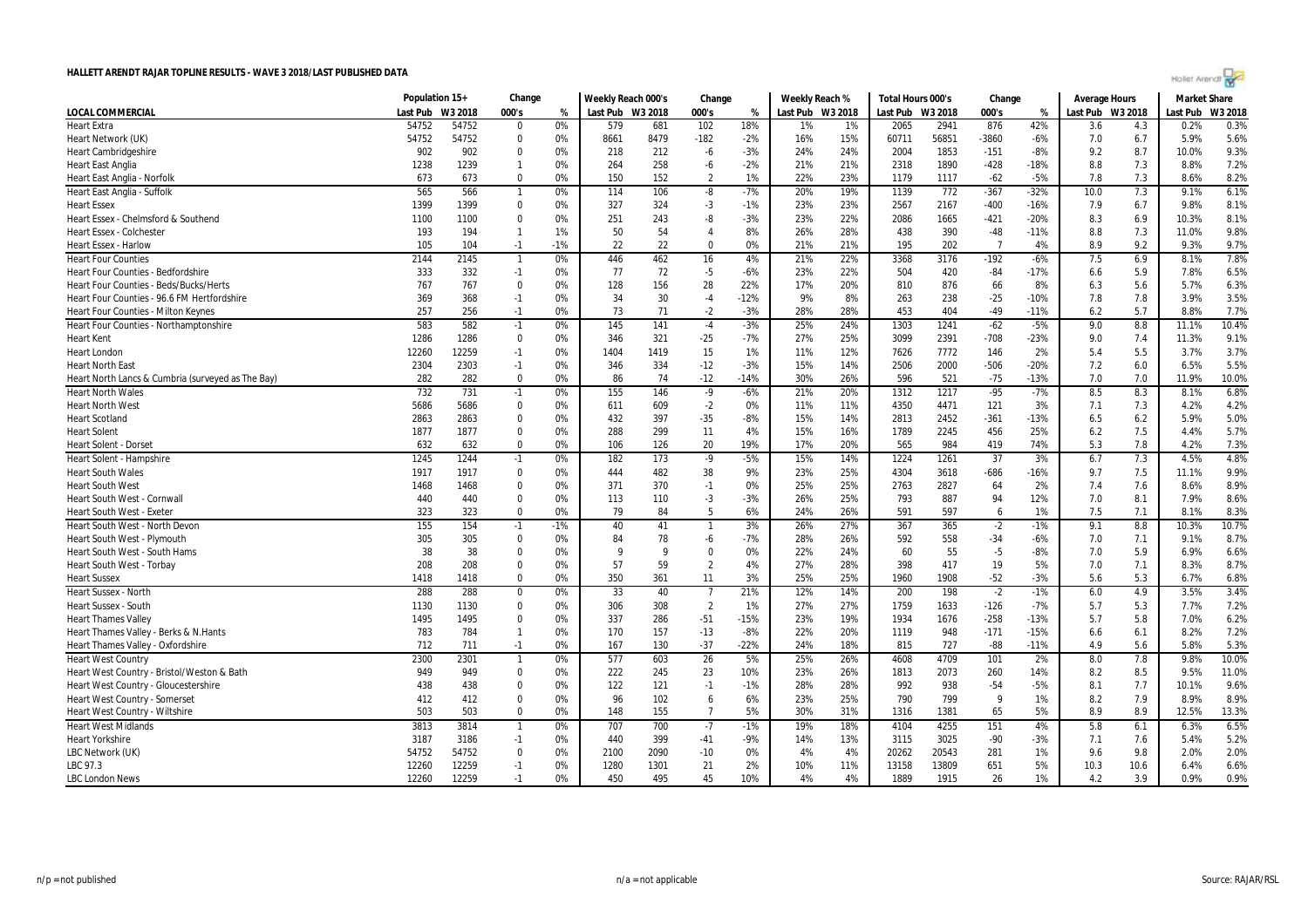# HALLETT ARENDT RAJAR TOPLINE RESULTS - WAVE 3 2018/LAST PUBLISHED DATA

| LOCAL COMMERCIAL | Population 15+ | | Change | | Weekly Reach 000's | | Change | | Weekly Reach % | | Total Hours 000's | | Change | | Average Hours | | Market Share | |
|---|---|---|---|---|---|---|---|---|---|---|---|---|---|---|---|---|---|---|
| | Last Pub | W3 2018 | 000's | % | Last Pub | W3 2018 | 000's | % | Last Pub | W3 2018 | Last Pub | W3 2018 | 000's | % | Last Pub | W3 2018 | Last Pub | W3 2018 |
| Heart Extra | 54752 | 54752 | 0 | 0% | 579 | 681 | 102 | 18% | 1% | 1% | 2065 | 2941 | 876 | 42% | 3.6 | 4.3 | 0.2% | 0.3% |
| Heart Network (UK) | 54752 | 54752 | 0 | 0% | 8661 | 8479 | -182 | -2% | 16% | 15% | 60711 | 56851 | -3860 | -6% | 7.0 | 6.7 | 5.9% | 5.6% |
| Heart Cambridgeshire | 902 | 902 | 0 | 0% | 218 | 212 | -6 | -3% | 24% | 24% | 2004 | 1853 | -151 | -8% | 9.2 | 8.7 | 10.0% | 9.3% |
| Heart East Anglia | 1238 | 1239 | 1 | 0% | 264 | 258 | -6 | -2% | 21% | 21% | 2318 | 1890 | -428 | -18% | 8.8 | 7.3 | 8.8% | 7.2% |
| Heart East Anglia - Norfolk | 673 | 673 | 0 | 0% | 150 | 152 | 2 | 1% | 22% | 23% | 1179 | 1117 | -62 | -5% | 7.8 | 7.3 | 8.6% | 8.2% |
| Heart East Anglia - Suffolk | 565 | 566 | 1 | 0% | 114 | 106 | -8 | -7% | 20% | 19% | 1139 | 772 | -367 | -32% | 10.0 | 7.3 | 9.1% | 6.1% |
| Heart Essex | 1399 | 1399 | 0 | 0% | 327 | 324 | -3 | -1% | 23% | 23% | 2567 | 2167 | -400 | -16% | 7.9 | 6.7 | 9.8% | 8.1% |
| Heart Essex - Chelmsford & Southend | 1100 | 1100 | 0 | 0% | 251 | 243 | -8 | -3% | 23% | 22% | 2086 | 1665 | -421 | -20% | 8.3 | 6.9 | 10.3% | 8.1% |
| Heart Essex - Colchester | 193 | 194 | 1 | 1% | 50 | 54 | 4 | 8% | 26% | 28% | 438 | 390 | -48 | -11% | 8.8 | 7.3 | 11.0% | 9.8% |
| Heart Essex - Harlow | 105 | 104 | -1 | -1% | 22 | 22 | 0 | 0% | 21% | 21% | 195 | 202 | 7 | 4% | 8.9 | 9.2 | 9.3% | 9.7% |
| Heart Four Counties | 2144 | 2145 | 1 | 0% | 446 | 462 | 16 | 4% | 21% | 22% | 3368 | 3176 | -192 | -6% | 7.5 | 6.9 | 8.1% | 7.8% |
| Heart Four Counties - Bedfordshire | 333 | 332 | -1 | 0% | 77 | 72 | -5 | -6% | 23% | 22% | 504 | 420 | -84 | -17% | 6.6 | 5.9 | 7.8% | 6.5% |
| Heart Four Counties - Beds/Bucks/Herts | 767 | 767 | 0 | 0% | 128 | 156 | 28 | 22% | 17% | 20% | 810 | 876 | 66 | 8% | 6.3 | 5.6 | 5.7% | 6.3% |
| Heart Four Counties - 96.6 FM Hertfordshire | 369 | 368 | -1 | 0% | 34 | 30 | -4 | -12% | 9% | 8% | 263 | 238 | -25 | -10% | 7.8 | 7.8 | 3.9% | 3.5% |
| Heart Four Counties - Milton Keynes | 257 | 256 | -1 | 0% | 73 | 71 | -2 | -3% | 28% | 28% | 453 | 404 | -49 | -11% | 6.2 | 5.7 | 8.8% | 7.7% |
| Heart Four Counties - Northamptonshire | 583 | 582 | -1 | 0% | 145 | 141 | -4 | -3% | 25% | 24% | 1303 | 1241 | -62 | -5% | 9.0 | 8.8 | 11.1% | 10.4% |
| Heart Kent | 1286 | 1286 | 0 | 0% | 346 | 321 | -25 | -7% | 27% | 25% | 3099 | 2391 | -708 | -23% | 9.0 | 7.4 | 11.3% | 9.1% |
| Heart London | 12260 | 12259 | -1 | 0% | 1404 | 1419 | 15 | 1% | 11% | 12% | 7626 | 7772 | 146 | 2% | 5.4 | 5.5 | 3.7% | 3.7% |
| Heart North East | 2304 | 2303 | -1 | 0% | 346 | 334 | -12 | -3% | 15% | 14% | 2506 | 2000 | -506 | -20% | 7.2 | 6.0 | 6.5% | 5.5% |
| Heart North Lancs & Cumbria (surveyed as The Bay) | 282 | 282 | 0 | 0% | 86 | 74 | -12 | -14% | 30% | 26% | 596 | 521 | -75 | -13% | 7.0 | 7.0 | 11.9% | 10.0% |
| Heart North Wales | 732 | 731 | -1 | 0% | 155 | 146 | -9 | -6% | 21% | 20% | 1312 | 1217 | -95 | -7% | 8.5 | 8.3 | 8.1% | 6.8% |
| Heart North West | 5686 | 5686 | 0 | 0% | 611 | 609 | -2 | 0% | 11% | 11% | 4350 | 4471 | 121 | 3% | 7.1 | 7.3 | 4.2% | 4.2% |
| Heart Scotland | 2863 | 2863 | 0 | 0% | 432 | 397 | -35 | -8% | 15% | 14% | 2813 | 2452 | -361 | -13% | 6.5 | 6.2 | 5.9% | 5.0% |
| Heart Solent | 1877 | 1877 | 0 | 0% | 288 | 299 | 11 | 4% | 15% | 16% | 1789 | 2245 | 456 | 25% | 6.2 | 7.5 | 4.4% | 5.7% |
| Heart Solent - Dorset | 632 | 632 | 0 | 0% | 106 | 126 | 20 | 19% | 17% | 20% | 565 | 984 | 419 | 74% | 5.3 | 7.8 | 4.2% | 7.3% |
| Heart Solent - Hampshire | 1245 | 1244 | -1 | 0% | 182 | 173 | -9 | -5% | 15% | 14% | 1224 | 1261 | 37 | 3% | 6.7 | 7.3 | 4.5% | 4.8% |
| Heart South Wales | 1917 | 1917 | 0 | 0% | 444 | 482 | 38 | 9% | 23% | 25% | 4304 | 3618 | -686 | -16% | 9.7 | 7.5 | 11.1% | 9.9% |
| Heart South West | 1468 | 1468 | 0 | 0% | 371 | 370 | -1 | 0% | 25% | 25% | 2763 | 2827 | 64 | 2% | 7.4 | 7.6 | 8.6% | 8.9% |
| Heart South West - Cornwall | 440 | 440 | 0 | 0% | 113 | 110 | -3 | -3% | 26% | 25% | 793 | 887 | 94 | 12% | 7.0 | 8.1 | 7.9% | 8.6% |
| Heart South West - Exeter | 323 | 323 | 0 | 0% | 79 | 84 | 5 | 6% | 24% | 26% | 591 | 597 | 6 | 1% | 7.5 | 7.1 | 8.1% | 8.3% |
| Heart South West - North Devon | 155 | 154 | -1 | -1% | 40 | 41 | 1 | 3% | 26% | 27% | 367 | 365 | -2 | -1% | 9.1 | 8.8 | 10.3% | 10.7% |
| Heart South West - Plymouth | 305 | 305 | 0 | 0% | 84 | 78 | -6 | -7% | 28% | 26% | 592 | 558 | -34 | -6% | 7.0 | 7.1 | 9.1% | 8.7% |
| Heart South West - South Hams | 38 | 38 | 0 | 0% | 9 | 9 | 0 | 0% | 22% | 24% | 60 | 55 | -5 | -8% | 7.0 | 5.9 | 6.9% | 6.6% |
| Heart South West - Torbay | 208 | 208 | 0 | 0% | 57 | 59 | 2 | 4% | 27% | 28% | 398 | 417 | 19 | 5% | 7.0 | 7.1 | 8.3% | 8.7% |
| Heart Sussex | 1418 | 1418 | 0 | 0% | 350 | 361 | 11 | 3% | 25% | 25% | 1960 | 1908 | -52 | -3% | 5.6 | 5.3 | 6.7% | 6.8% |
| Heart Sussex - North | 288 | 288 | 0 | 0% | 33 | 40 | 7 | 21% | 12% | 14% | 200 | 198 | -2 | -1% | 6.0 | 4.9 | 3.5% | 3.4% |
| Heart Sussex - South | 1130 | 1130 | 0 | 0% | 306 | 308 | 2 | 1% | 27% | 27% | 1759 | 1633 | -126 | -7% | 5.7 | 5.3 | 7.7% | 7.2% |
| Heart Thames Valley | 1495 | 1495 | 0 | 0% | 337 | 286 | -51 | -15% | 23% | 19% | 1934 | 1676 | -258 | -13% | 5.7 | 5.8 | 7.0% | 6.2% |
| Heart Thames Valley - Berks & N.Hants | 783 | 784 | 1 | 0% | 170 | 157 | -13 | -8% | 22% | 20% | 1119 | 948 | -171 | -15% | 6.6 | 6.1 | 8.2% | 7.2% |
| Heart Thames Valley - Oxfordshire | 712 | 711 | -1 | 0% | 167 | 130 | -37 | -22% | 24% | 18% | 815 | 727 | -88 | -11% | 4.9 | 5.6 | 5.8% | 5.3% |
| Heart West Country | 2300 | 2301 | 1 | 0% | 577 | 603 | 26 | 5% | 25% | 26% | 4608 | 4709 | 101 | 2% | 8.0 | 7.8 | 9.8% | 10.0% |
| Heart West Country - Bristol/Weston & Bath | 949 | 949 | 0 | 0% | 222 | 245 | 23 | 10% | 23% | 26% | 1813 | 2073 | 260 | 14% | 8.2 | 8.5 | 9.5% | 11.0% |
| Heart West Country - Gloucestershire | 438 | 438 | 0 | 0% | 122 | 121 | -1 | -1% | 28% | 28% | 992 | 938 | -54 | -5% | 8.1 | 7.7 | 10.1% | 9.6% |
| Heart West Country - Somerset | 412 | 412 | 0 | 0% | 96 | 102 | 6 | 6% | 23% | 25% | 790 | 799 | 9 | 1% | 8.2 | 7.9 | 8.9% | 8.9% |
| Heart West Country - Wiltshire | 503 | 503 | 0 | 0% | 148 | 155 | 7 | 5% | 30% | 31% | 1316 | 1381 | 65 | 5% | 8.9 | 8.9 | 12.5% | 13.3% |
| Heart West Midlands | 3813 | 3814 | 1 | 0% | 707 | 700 | -7 | -1% | 19% | 18% | 4104 | 4255 | 151 | 4% | 5.8 | 6.1 | 6.3% | 6.5% |
| Heart Yorkshire | 3187 | 3186 | -1 | 0% | 440 | 399 | -41 | -9% | 14% | 13% | 3115 | 3025 | -90 | -3% | 7.1 | 7.6 | 5.4% | 5.2% |
| LBC Network (UK) | 54752 | 54752 | 0 | 0% | 2100 | 2090 | -10 | 0% | 4% | 4% | 20262 | 20543 | 281 | 1% | 9.6 | 9.8 | 2.0% | 2.0% |
| LBC 97.3 | 12260 | 12259 | -1 | 0% | 1280 | 1301 | 21 | 2% | 10% | 11% | 13158 | 13809 | 651 | 5% | 10.3 | 10.6 | 6.4% | 6.6% |
| LBC London News | 12260 | 12259 | -1 | 0% | 450 | 495 | 45 | 10% | 4% | 4% | 1889 | 1915 | 26 | 1% | 4.2 | 3.9 | 0.9% | 0.9% |

n/p = not published    n/a = not applicable    Source: RAJAR/RSL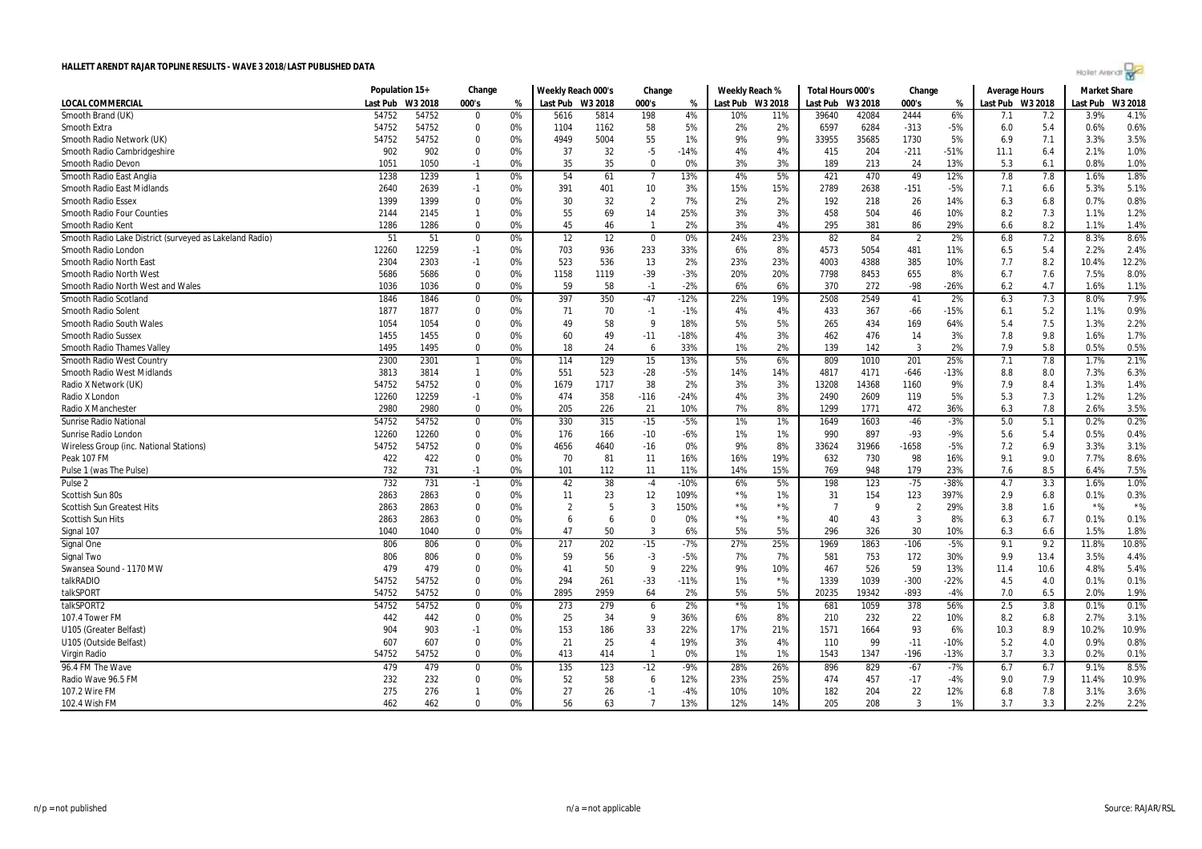# HALLETT ARENDT RAJAR TOPLINE RESULTS - WAVE 3 2018/LAST PUBLISHED DATA

| | Population 15+ | | Change | | Weekly Reach 000's | | Change | | Weekly Reach % | | Total Hours 000's | | Change | | Average Hours | | Market Share | |
|---|---|---|---|---|---|---|---|---|---|---|---|---|---|---|---|---|---|---|
| LOCAL COMMERCIAL | Last Pub | W3 2018 | 000's | % | Last Pub | W3 2018 | 000's | % | Last Pub | W3 2018 | Last Pub | W3 2018 | 000's | % | Last Pub | W3 2018 | Last Pub | W3 2018 |
| Smooth Brand (UK) | 54752 | 54752 | 0 | 0% | 5616 | 5814 | 198 | 4% | 10% | 11% | 39640 | 42084 | 2444 | 6% | 7.1 | 7.2 | 3.9% | 4.1% |
| Smooth Extra | 54752 | 54752 | 0 | 0% | 1104 | 1162 | 58 | 5% | 2% | 2% | 6597 | 6284 | -313 | -5% | 6.0 | 5.4 | 0.6% | 0.6% |
| Smooth Radio Network (UK) | 54752 | 54752 | 0 | 0% | 4949 | 5004 | 55 | 1% | 9% | 9% | 33955 | 35685 | 1730 | 5% | 6.9 | 7.1 | 3.3% | 3.5% |
| Smooth Radio Cambridgeshire | 902 | 902 | 0 | 0% | 37 | 32 | -5 | -14% | 4% | 4% | 415 | 204 | -211 | -51% | 11.1 | 6.4 | 2.1% | 1.0% |
| Smooth Radio Devon | 1051 | 1050 | -1 | 0% | 35 | 35 | 0 | 0% | 3% | 3% | 189 | 213 | 24 | 13% | 5.3 | 6.1 | 0.8% | 1.0% |
| Smooth Radio East Anglia | 1238 | 1239 | 1 | 0% | 54 | 61 | 7 | 13% | 4% | 5% | 421 | 470 | 49 | 12% | 7.8 | 7.8 | 1.6% | 1.8% |
| Smooth Radio East Midlands | 2640 | 2639 | -1 | 0% | 391 | 401 | 10 | 3% | 15% | 15% | 2789 | 2638 | -151 | -5% | 7.1 | 6.6 | 5.3% | 5.1% |
| Smooth Radio Essex | 1399 | 1399 | 0 | 0% | 30 | 32 | 2 | 7% | 2% | 2% | 192 | 218 | 26 | 14% | 6.3 | 6.8 | 0.7% | 0.8% |
| Smooth Radio Four Counties | 2144 | 2145 | 1 | 0% | 55 | 69 | 14 | 25% | 3% | 3% | 458 | 504 | 46 | 10% | 8.2 | 7.3 | 1.1% | 1.2% |
| Smooth Radio Kent | 1286 | 1286 | 0 | 0% | 45 | 46 | 1 | 2% | 3% | 4% | 295 | 381 | 86 | 29% | 6.6 | 8.2 | 1.1% | 1.4% |
| Smooth Radio Lake District (surveyed as Lakeland Radio) | 51 | 51 | 0 | 0% | 12 | 12 | 0 | 0% | 24% | 23% | 82 | 84 | 2 | 2% | 6.8 | 7.2 | 8.3% | 8.6% |
| Smooth Radio London | 12260 | 12259 | -1 | 0% | 703 | 936 | 233 | 33% | 6% | 8% | 4573 | 5054 | 481 | 11% | 6.5 | 5.4 | 2.2% | 2.4% |
| Smooth Radio North East | 2304 | 2303 | -1 | 0% | 523 | 536 | 13 | 2% | 23% | 23% | 4003 | 4388 | 385 | 10% | 7.7 | 8.2 | 10.4% | 12.2% |
| Smooth Radio North West | 5686 | 5686 | 0 | 0% | 1158 | 1119 | -39 | -3% | 20% | 20% | 7798 | 8453 | 655 | 8% | 6.7 | 7.6 | 7.5% | 8.0% |
| Smooth Radio North West and Wales | 1036 | 1036 | 0 | 0% | 59 | 58 | -1 | -2% | 6% | 6% | 370 | 272 | -98 | -26% | 6.2 | 4.7 | 1.6% | 1.1% |
| Smooth Radio Scotland | 1846 | 1846 | 0 | 0% | 397 | 350 | -47 | -12% | 22% | 19% | 2508 | 2549 | 41 | 2% | 6.3 | 7.3 | 8.0% | 7.9% |
| Smooth Radio Solent | 1877 | 1877 | 0 | 0% | 71 | 70 | -1 | -1% | 4% | 4% | 433 | 367 | -66 | -15% | 6.1 | 5.2 | 1.1% | 0.9% |
| Smooth Radio South Wales | 1054 | 1054 | 0 | 0% | 49 | 58 | 9 | 18% | 5% | 5% | 265 | 434 | 169 | 64% | 5.4 | 7.5 | 1.3% | 2.2% |
| Smooth Radio Sussex | 1455 | 1455 | 0 | 0% | 60 | 49 | -11 | -18% | 4% | 3% | 462 | 476 | 14 | 3% | 7.8 | 9.8 | 1.6% | 1.7% |
| Smooth Radio Thames Valley | 1495 | 1495 | 0 | 0% | 18 | 24 | 6 | 33% | 1% | 2% | 139 | 142 | 3 | 2% | 7.9 | 5.8 | 0.5% | 0.5% |
| Smooth Radio West Country | 2300 | 2301 | 1 | 0% | 114 | 129 | 15 | 13% | 5% | 6% | 809 | 1010 | 201 | 25% | 7.1 | 7.8 | 1.7% | 2.1% |
| Smooth Radio West Midlands | 3813 | 3814 | 1 | 0% | 551 | 523 | -28 | -5% | 14% | 14% | 4817 | 4171 | -646 | -13% | 8.8 | 8.0 | 7.3% | 6.3% |
| Radio X Network (UK) | 54752 | 54752 | 0 | 0% | 1679 | 1717 | 38 | 2% | 3% | 3% | 13208 | 14368 | 1160 | 9% | 7.9 | 8.4 | 1.3% | 1.4% |
| Radio X London | 12260 | 12259 | -1 | 0% | 474 | 358 | -116 | -24% | 4% | 3% | 2490 | 2609 | 119 | 5% | 5.3 | 7.3 | 1.2% | 1.2% |
| Radio X Manchester | 2980 | 2980 | 0 | 0% | 205 | 226 | 21 | 10% | 7% | 8% | 1299 | 1771 | 472 | 36% | 6.3 | 7.8 | 2.6% | 3.5% |
| Sunrise Radio National | 54752 | 54752 | 0 | 0% | 330 | 315 | -15 | -5% | 1% | 1% | 1649 | 1603 | -46 | -3% | 5.0 | 5.1 | 0.2% | 0.2% |
| Sunrise Radio London | 12260 | 12260 | 0 | 0% | 176 | 166 | -10 | -6% | 1% | 1% | 990 | 897 | -93 | -9% | 5.6 | 5.4 | 0.5% | 0.4% |
| Wireless Group (inc. National Stations) | 54752 | 54752 | 0 | 0% | 4656 | 4640 | -16 | 0% | 9% | 8% | 33624 | 31966 | -1658 | -5% | 7.2 | 6.9 | 3.3% | 3.1% |
| Peak 107 FM | 422 | 422 | 0 | 0% | 70 | 81 | 11 | 16% | 16% | 19% | 632 | 730 | 98 | 16% | 9.1 | 9.0 | 7.7% | 8.6% |
| Pulse 1 (was The Pulse) | 732 | 731 | -1 | 0% | 101 | 112 | 11 | 11% | 14% | 15% | 769 | 948 | 179 | 23% | 7.6 | 8.5 | 6.4% | 7.5% |
| Pulse 2 | 732 | 731 | -1 | 0% | 42 | 38 | -4 | -10% | 6% | 5% | 198 | 123 | -75 | -38% | 4.7 | 3.3 | 1.6% | 1.0% |
| Scottish Sun 80s | 2863 | 2863 | 0 | 0% | 11 | 23 | 12 | 109% | *% | 1% | 31 | 154 | 123 | 397% | 2.9 | 6.8 | 0.1% | 0.3% |
| Scottish Sun Greatest Hits | 2863 | 2863 | 0 | 0% | 2 | 5 | 3 | 150% | *% | *% | 7 | 9 | 2 | 29% | 3.8 | 1.6 | *% | *% |
| Scottish Sun Hits | 2863 | 2863 | 0 | 0% | 6 | 6 | 0 | 0% | *% | *% | 40 | 43 | 3 | 8% | 6.3 | 6.7 | 0.1% | 0.1% |
| Signal 107 | 1040 | 1040 | 0 | 0% | 47 | 50 | 3 | 6% | 5% | 5% | 296 | 326 | 30 | 10% | 6.3 | 6.6 | 1.5% | 1.8% |
| Signal One | 806 | 806 | 0 | 0% | 217 | 202 | -15 | -7% | 27% | 25% | 1969 | 1863 | -106 | -5% | 9.1 | 9.2 | 11.8% | 10.8% |
| Signal Two | 806 | 806 | 0 | 0% | 59 | 56 | -3 | -5% | 7% | 7% | 581 | 753 | 172 | 30% | 9.9 | 13.4 | 3.5% | 4.4% |
| Swansea Sound - 1170 MW | 479 | 479 | 0 | 0% | 41 | 50 | 9 | 22% | 9% | 10% | 467 | 526 | 59 | 13% | 11.4 | 10.6 | 4.8% | 5.4% |
| talkRADIO | 54752 | 54752 | 0 | 0% | 294 | 261 | -33 | -11% | 1% | *% | 1339 | 1039 | -300 | -22% | 4.5 | 4.0 | 0.1% | 0.1% |
| talkSPORT | 54752 | 54752 | 0 | 0% | 2895 | 2959 | 64 | 2% | 5% | 5% | 20235 | 19342 | -893 | -4% | 7.0 | 6.5 | 2.0% | 1.9% |
| talkSPORT2 | 54752 | 54752 | 0 | 0% | 273 | 279 | 6 | 2% | *% | 1% | 681 | 1059 | 378 | 56% | 2.5 | 3.8 | 0.1% | 0.1% |
| 107.4 Tower FM | 442 | 442 | 0 | 0% | 25 | 34 | 9 | 36% | 6% | 8% | 210 | 232 | 22 | 10% | 8.2 | 6.8 | 2.7% | 3.1% |
| U105 (Greater Belfast) | 904 | 903 | -1 | 0% | 153 | 186 | 33 | 22% | 17% | 21% | 1571 | 1664 | 93 | 6% | 10.3 | 8.9 | 10.2% | 10.9% |
| U105 (Outside Belfast) | 607 | 607 | 0 | 0% | 21 | 25 | 4 | 19% | 3% | 4% | 110 | 99 | -11 | -10% | 5.2 | 4.0 | 0.9% | 0.8% |
| Virgin Radio | 54752 | 54752 | 0 | 0% | 413 | 414 | 1 | 0% | 1% | 1% | 1543 | 1347 | -196 | -13% | 3.7 | 3.3 | 0.2% | 0.1% |
| 96.4 FM The Wave | 479 | 479 | 0 | 0% | 135 | 123 | -12 | -9% | 28% | 26% | 896 | 829 | -67 | -7% | 6.7 | 6.7 | 9.1% | 8.5% |
| Radio Wave 96.5 FM | 232 | 232 | 0 | 0% | 52 | 58 | 6 | 12% | 23% | 25% | 474 | 457 | -17 | -4% | 9.0 | 7.9 | 11.4% | 10.9% |
| 107.2 Wire FM | 275 | 276 | 1 | 0% | 27 | 26 | -1 | -4% | 10% | 10% | 182 | 204 | 22 | 12% | 6.8 | 7.8 | 3.1% | 3.6% |
| 102.4 Wish FM | 462 | 462 | 0 | 0% | 56 | 63 | 7 | 13% | 12% | 14% | 205 | 208 | 3 | 1% | 3.7 | 3.3 | 2.2% | 2.2% |

n/p = not published | n/a = not applicable | Source: RAJAR/RSL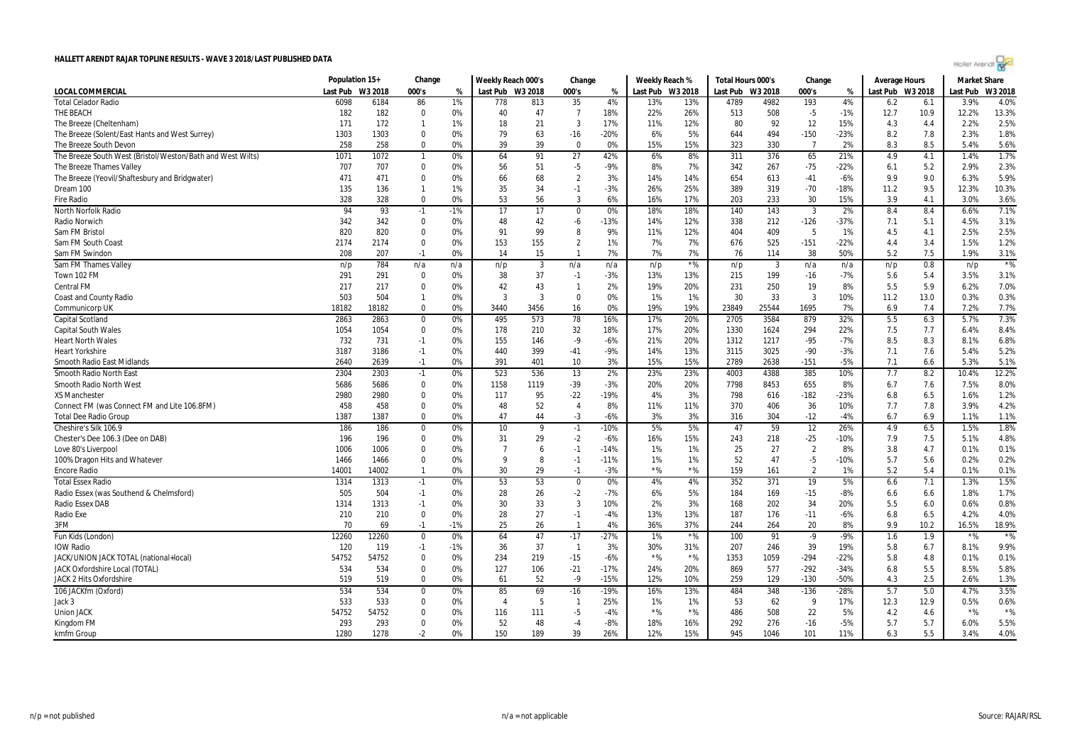# HALLETT ARENDT RAJAR TOPLINE RESULTS - WAVE 3 2018/LAST PUBLISHED DATA

| LOCAL COMMERCIAL | Population 15+ | | Change | | Weekly Reach 000's | | Change | | Weekly Reach % | | Total Hours 000's | | Change | | Average Hours | | Market Share | |
|---|---|---|---|---|---|---|---|---|---|---|---|---|---|---|---|---|---|---|
| | Last Pub | W3 2018 | 000's | % | Last Pub | W3 2018 | 000's | % | Last Pub | W3 2018 | Last Pub | W3 2018 | 000's | % | Last Pub | W3 2018 | Last Pub | W3 2018 |
| Total Celador Radio | 6098 | 6184 | 86 | 1% | 778 | 813 | 35 | 4% | 13% | 13% | 4789 | 4982 | 193 | 4% | 6.2 | 6.1 | 3.9% | 4.0% |
| THE BEACH | 182 | 182 | 0 | 0% | 40 | 47 | 7 | 18% | 22% | 26% | 513 | 508 | -5 | -1% | 12.7 | 10.9 | 12.2% | 13.3% |
| The Breeze (Cheltenham) | 171 | 172 | 1 | 1% | 18 | 21 | 3 | 17% | 11% | 12% | 80 | 92 | 12 | 15% | 4.3 | 4.4 | 2.2% | 2.5% |
| The Breeze (Solent/East Hants and West Surrey) | 1303 | 1303 | 0 | 0% | 79 | 63 | -16 | -20% | 6% | 5% | 644 | 494 | -150 | -23% | 8.2 | 7.8 | 2.3% | 1.8% |
| The Breeze South Devon | 258 | 258 | 0 | 0% | 39 | 39 | 0 | 0% | 15% | 15% | 323 | 330 | 7 | 2% | 8.3 | 8.5 | 5.4% | 5.6% |
| The Breeze South West (Bristol/Weston/Bath and West Wilts) | 1071 | 1072 | 1 | 0% | 64 | 91 | 27 | 42% | 6% | 8% | 311 | 376 | 65 | 21% | 4.9 | 4.1 | 1.4% | 1.7% |
| The Breeze Thames Valley | 707 | 707 | 0 | 0% | 56 | 51 | -5 | -9% | 8% | 7% | 342 | 267 | -75 | -22% | 6.1 | 5.2 | 2.9% | 2.3% |
| The Breeze (Yeovil/Shaftesbury and Bridgwater) | 471 | 471 | 0 | 0% | 66 | 68 | 2 | 3% | 14% | 14% | 654 | 613 | -41 | -6% | 9.9 | 9.0 | 6.3% | 5.9% |
| Dream 100 | 135 | 136 | 1 | 1% | 35 | 34 | -1 | -3% | 26% | 25% | 389 | 319 | -70 | -18% | 11.2 | 9.5 | 12.3% | 10.3% |
| Fire Radio | 328 | 328 | 0 | 0% | 53 | 56 | 3 | 6% | 16% | 17% | 203 | 233 | 30 | 15% | 3.9 | 4.1 | 3.0% | 3.6% |
| North Norfolk Radio | 94 | 93 | -1 | -1% | 17 | 17 | 0 | 0% | 18% | 18% | 140 | 143 | 3 | 2% | 8.4 | 8.4 | 6.6% | 7.1% |
| Radio Norwich | 342 | 342 | 0 | 0% | 48 | 42 | -6 | -13% | 14% | 12% | 338 | 212 | -126 | -37% | 7.1 | 5.1 | 4.5% | 3.1% |
| Sam FM Bristol | 820 | 820 | 0 | 0% | 91 | 99 | 8 | 9% | 11% | 12% | 404 | 409 | 5 | 1% | 4.5 | 4.1 | 2.5% | 2.5% |
| Sam FM South Coast | 2174 | 2174 | 0 | 0% | 153 | 155 | 2 | 1% | 7% | 7% | 676 | 525 | -151 | -22% | 4.4 | 3.4 | 1.5% | 1.2% |
| Sam FM Swindon | 208 | 207 | -1 | 0% | 14 | 15 | 1 | 7% | 7% | 7% | 76 | 114 | 38 | 50% | 5.2 | 7.5 | 1.9% | 3.1% |
| Sam FM Thames Valley | n/p | 784 | n/a | n/a | n/p | 3 | n/a | n/a | n/p | *% | n/p | 3 | n/a | n/a | n/p | 0.8 | n/p | *% |
| Town 102 FM | 291 | 291 | 0 | 0% | 38 | 37 | -1 | -3% | 13% | 13% | 215 | 199 | -16 | -7% | 5.6 | 5.4 | 3.5% | 3.1% |
| Central FM | 217 | 217 | 0 | 0% | 42 | 43 | 1 | 2% | 19% | 20% | 231 | 250 | 19 | 8% | 5.5 | 5.9 | 6.2% | 7.0% |
| Coast and County Radio | 503 | 504 | 1 | 0% | 3 | 3 | 0 | 0% | 1% | 1% | 30 | 33 | 3 | 10% | 11.2 | 13.0 | 0.3% | 0.3% |
| Communicorp UK | 18182 | 18182 | 0 | 0% | 3440 | 3456 | 16 | 0% | 19% | 19% | 23849 | 25544 | 1695 | 7% | 6.9 | 7.4 | 7.2% | 7.7% |
| Capital Scotland | 2863 | 2863 | 0 | 0% | 495 | 573 | 78 | 16% | 17% | 20% | 2705 | 3584 | 879 | 32% | 5.5 | 6.3 | 5.7% | 7.3% |
| Capital South Wales | 1054 | 1054 | 0 | 0% | 178 | 210 | 32 | 18% | 17% | 20% | 1330 | 1624 | 294 | 22% | 7.5 | 7.7 | 6.4% | 8.4% |
| Heart North Wales | 732 | 731 | -1 | 0% | 155 | 146 | -9 | -6% | 21% | 20% | 1312 | 1217 | -95 | -7% | 8.5 | 8.3 | 8.1% | 6.8% |
| Heart Yorkshire | 3187 | 3186 | -1 | 0% | 440 | 399 | -41 | -9% | 14% | 13% | 3115 | 3025 | -90 | -3% | 7.1 | 7.6 | 5.4% | 5.2% |
| Smooth Radio East Midlands | 2640 | 2639 | -1 | 0% | 391 | 401 | 10 | 3% | 15% | 15% | 2789 | 2638 | -151 | -5% | 7.1 | 6.6 | 5.3% | 5.1% |
| Smooth Radio North East | 2304 | 2303 | -1 | 0% | 523 | 536 | 13 | 2% | 23% | 23% | 4003 | 4388 | 385 | 10% | 7.7 | 8.2 | 10.4% | 12.2% |
| Smooth Radio North West | 5686 | 5686 | 0 | 0% | 1158 | 1119 | -39 | -3% | 20% | 20% | 7798 | 8453 | 655 | 8% | 6.7 | 7.6 | 7.5% | 8.0% |
| XS Manchester | 2980 | 2980 | 0 | 0% | 117 | 95 | -22 | -19% | 4% | 3% | 798 | 616 | -182 | -23% | 6.8 | 6.5 | 1.6% | 1.2% |
| Connect FM (was Connect FM and Lite 106.8FM) | 458 | 458 | 0 | 0% | 48 | 52 | 4 | 8% | 11% | 11% | 370 | 406 | 36 | 10% | 7.7 | 7.8 | 3.9% | 4.2% |
| Total Dee Radio Group | 1387 | 1387 | 0 | 0% | 47 | 44 | -3 | -6% | 3% | 3% | 316 | 304 | -12 | -4% | 6.7 | 6.9 | 1.1% | 1.1% |
| Cheshire's Silk 106.9 | 186 | 186 | 0 | 0% | 10 | 9 | -1 | -10% | 5% | 5% | 47 | 59 | 12 | 26% | 4.9 | 6.5 | 1.5% | 1.8% |
| Chester's Dee 106.3 (Dee on DAB) | 196 | 196 | 0 | 0% | 31 | 29 | -2 | -6% | 16% | 15% | 243 | 218 | -25 | -10% | 7.9 | 7.5 | 5.1% | 4.8% |
| Love 80's Liverpool | 1006 | 1006 | 0 | 0% | 7 | 6 | -1 | -14% | 1% | 1% | 25 | 27 | 2 | 8% | 3.8 | 4.7 | 0.1% | 0.1% |
| 100% Dragon Hits and Whatever | 1466 | 1466 | 0 | 0% | 9 | 8 | -1 | -11% | 1% | 1% | 52 | 47 | -5 | -10% | 5.7 | 5.6 | 0.2% | 0.2% |
| Encore Radio | 14001 | 14002 | 1 | 0% | 30 | 29 | -1 | -3% | *% | *% | 159 | 161 | 2 | 1% | 5.2 | 5.4 | 0.1% | 0.1% |
| Total Essex Radio | 1314 | 1313 | -1 | 0% | 53 | 53 | 0 | 0% | 4% | 4% | 352 | 371 | 19 | 5% | 6.6 | 7.1 | 1.3% | 1.5% |
| Radio Essex (was Southend & Chelmsford) | 505 | 504 | -1 | 0% | 28 | 26 | -2 | -7% | 6% | 5% | 184 | 169 | -15 | -8% | 6.6 | 6.6 | 1.8% | 1.7% |
| Radio Essex DAB | 1314 | 1313 | -1 | 0% | 30 | 33 | 3 | 10% | 2% | 3% | 168 | 202 | 34 | 20% | 5.5 | 6.0 | 0.6% | 0.8% |
| Radio Exe | 210 | 210 | 0 | 0% | 28 | 27 | -1 | -4% | 13% | 13% | 187 | 176 | -11 | -6% | 6.8 | 6.5 | 4.2% | 4.0% |
| 3FM | 70 | 69 | -1 | -1% | 25 | 26 | 1 | 4% | 36% | 37% | 244 | 264 | 20 | 8% | 9.9 | 10.2 | 16.5% | 18.9% |
| Fun Kids (London) | 12260 | 12260 | 0 | 0% | 64 | 47 | -17 | -27% | 1% | *% | 100 | 91 | -9 | -9% | 1.6 | 1.9 | *% | *% |
| IOW Radio | 120 | 119 | -1 | -1% | 36 | 37 | 1 | 3% | 30% | 31% | 207 | 246 | 39 | 19% | 5.8 | 6.7 | 8.1% | 9.9% |
| JACK/UNION JACK TOTAL (national+local) | 54752 | 54752 | 0 | 0% | 234 | 219 | -15 | -6% | *% | *% | 1353 | 1059 | -294 | -22% | 5.8 | 4.8 | 0.1% | 0.1% |
| JACK Oxfordshire Local (TOTAL) | 534 | 534 | 0 | 0% | 127 | 106 | -21 | -17% | 24% | 20% | 869 | 577 | -292 | -34% | 6.8 | 5.5 | 8.5% | 5.8% |
| JACK 2 Hits Oxfordshire | 519 | 519 | 0 | 0% | 61 | 52 | -9 | -15% | 12% | 10% | 259 | 129 | -130 | -50% | 4.3 | 2.5 | 2.6% | 1.3% |
| 106 JACKfm (Oxford) | 534 | 534 | 0 | 0% | 85 | 69 | -16 | -19% | 16% | 13% | 484 | 348 | -136 | -28% | 5.7 | 5.0 | 4.7% | 3.5% |
| Jack 3 | 533 | 533 | 0 | 0% | 4 | 5 | 1 | 25% | 1% | 1% | 53 | 62 | 9 | 17% | 12.3 | 12.9 | 0.5% | 0.6% |
| Union JACK | 54752 | 54752 | 0 | 0% | 116 | 111 | -5 | -4% | *% | *% | 486 | 508 | 22 | 5% | 4.2 | 4.6 | *% | *% |
| Kingdom FM | 293 | 293 | 0 | 0% | 52 | 48 | -4 | -8% | 18% | 16% | 292 | 276 | -16 | -5% | 5.7 | 5.7 | 6.0% | 5.5% |
| kmfm Group | 1280 | 1278 | -2 | 0% | 150 | 189 | 39 | 26% | 12% | 15% | 945 | 1046 | 101 | 11% | 6.3 | 5.5 | 3.4% | 4.0% |

n/p = not published

n/a = not applicable

Source: RAJAR/RSL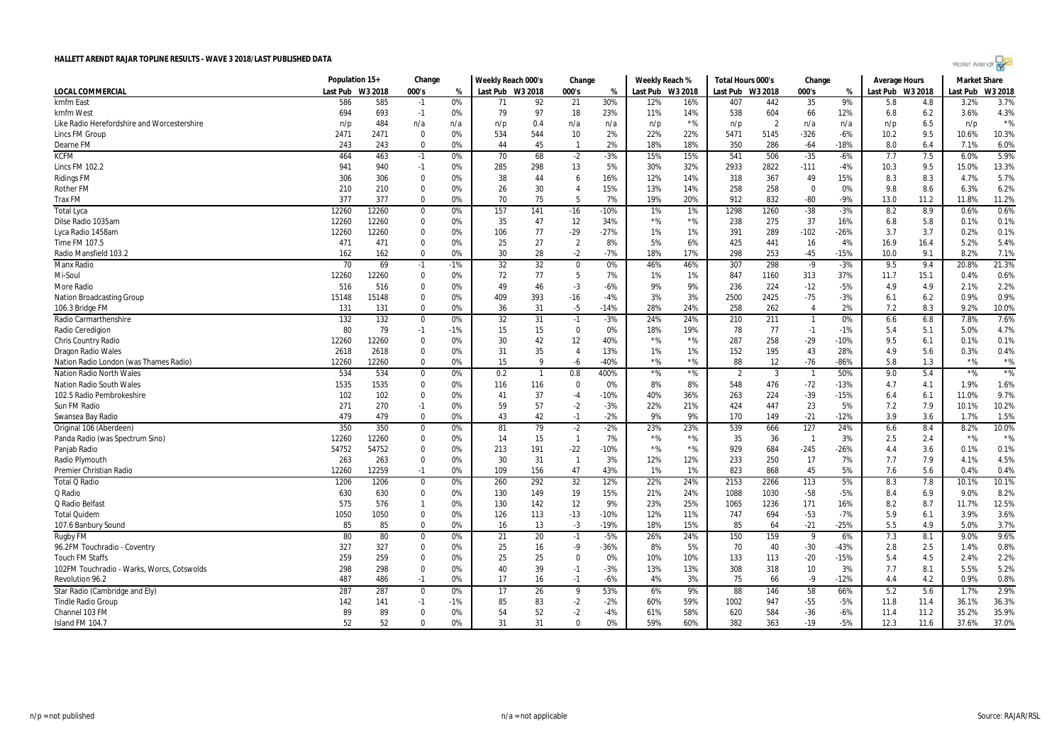# HALLETT ARENDT RAJAR TOPLINE RESULTS - WAVE 3 2018/LAST PUBLISHED DATA

| | Population 15+ | | Change | | Weekly Reach 000's | | Change | | Weekly Reach % | | Total Hours 000's | | Change | | Average Hours | | Market Share | |
|---|---|---|---|---|---|---|---|---|---|---|---|---|---|---|---|---|---|---|
| LOCAL COMMERCIAL | Last Pub | W3 2018 | 000's | % | Last Pub | W3 2018 | 000's | % | Last Pub | W3 2018 | Last Pub | W3 2018 | 000's | % | Last Pub | W3 2018 | Last Pub | W3 2018 |
| kmfm East | 586 | 585 | -1 | 0% | 71 | 92 | 21 | 30% | 12% | 16% | 407 | 442 | 35 | 9% | 5.8 | 4.8 | 3.2% | 3.7% |
| kmfm West | 694 | 693 | -1 | 0% | 79 | 97 | 18 | 23% | 11% | 14% | 538 | 604 | 66 | 12% | 6.8 | 6.2 | 3.6% | 4.3% |
| Like Radio Herefordshire and Worcestershire | n/p | 484 | n/a | n/a | n/p | 0.4 | n/a | n/a | n/p | *% | n/p | 2 | n/a | n/a | n/p | 6.5 | n/p | *% |
| Lincs FM Group | 2471 | 2471 | 0 | 0% | 534 | 544 | 10 | 2% | 22% | 22% | 5471 | 5145 | -326 | -6% | 10.2 | 9.5 | 10.6% | 10.3% |
| Dearne FM | 243 | 243 | 0 | 0% | 44 | 45 | 1 | 2% | 18% | 18% | 350 | 286 | -64 | -18% | 8.0 | 6.4 | 7.1% | 6.0% |
| KCFM | 464 | 463 | -1 | 0% | 70 | 68 | -2 | -3% | 15% | 15% | 541 | 506 | -35 | -6% | 7.7 | 7.5 | 6.0% | 5.9% |
| Lincs FM 102.2 | 941 | 940 | -1 | 0% | 285 | 298 | 13 | 5% | 30% | 32% | 2933 | 2822 | -111 | -4% | 10.3 | 9.5 | 15.0% | 13.3% |
| Ridings FM | 306 | 306 | 0 | 0% | 38 | 44 | 6 | 16% | 12% | 14% | 318 | 367 | 49 | 15% | 8.3 | 8.3 | 4.7% | 5.7% |
| Rother FM | 210 | 210 | 0 | 0% | 26 | 30 | 4 | 15% | 13% | 14% | 258 | 258 | 0 | 0% | 9.8 | 8.6 | 6.3% | 6.2% |
| Trax FM | 377 | 377 | 0 | 0% | 70 | 75 | 5 | 7% | 19% | 20% | 912 | 832 | -80 | -9% | 13.0 | 11.2 | 11.8% | 11.2% |
| Total Lyca | 12260 | 12260 | 0 | 0% | 157 | 141 | -16 | -10% | 1% | 1% | 1298 | 1260 | -38 | -3% | 8.2 | 8.9 | 0.6% | 0.6% |
| Dilse Radio 1035am | 12260 | 12260 | 0 | 0% | 35 | 47 | 12 | 34% | *% | *% | 238 | 275 | 37 | 16% | 6.8 | 5.8 | 0.1% | 0.1% |
| Lyca Radio 1458am | 12260 | 12260 | 0 | 0% | 106 | 77 | -29 | -27% | 1% | 1% | 391 | 289 | -102 | -26% | 3.7 | 3.7 | 0.2% | 0.1% |
| Time FM 107.5 | 471 | 471 | 0 | 0% | 25 | 27 | 2 | 8% | 5% | 6% | 425 | 441 | 16 | 4% | 16.9 | 16.4 | 5.2% | 5.4% |
| Radio Mansfield 103.2 | 162 | 162 | 0 | 0% | 30 | 28 | -2 | -7% | 18% | 17% | 298 | 253 | -45 | -15% | 10.0 | 9.1 | 8.2% | 7.1% |
| Manx Radio | 70 | 69 | -1 | -1% | 32 | 32 | 0 | 0% | 46% | 46% | 307 | 298 | -9 | -3% | 9.5 | 9.4 | 20.8% | 21.3% |
| Mi-Soul | 12260 | 12260 | 0 | 0% | 72 | 77 | 5 | 7% | 1% | 1% | 847 | 1160 | 313 | 37% | 11.7 | 15.1 | 0.4% | 0.6% |
| More Radio | 516 | 516 | 0 | 0% | 49 | 46 | -3 | -6% | 9% | 9% | 236 | 224 | -12 | -5% | 4.9 | 4.9 | 2.1% | 2.2% |
| Nation Broadcasting Group | 15148 | 15148 | 0 | 0% | 409 | 393 | -16 | -4% | 3% | 3% | 2500 | 2425 | -75 | -3% | 6.1 | 6.2 | 0.9% | 0.9% |
| 106.3 Bridge FM | 131 | 131 | 0 | 0% | 36 | 31 | -5 | -14% | 28% | 24% | 258 | 262 | 4 | 2% | 7.2 | 8.3 | 9.2% | 10.0% |
| Radio Carmarthenshire | 132 | 132 | 0 | 0% | 32 | 31 | -1 | -3% | 24% | 24% | 210 | 211 | 1 | 0% | 6.6 | 6.8 | 7.8% | 7.6% |
| Radio Ceredigion | 80 | 79 | -1 | -1% | 15 | 15 | 0 | 0% | 18% | 19% | 78 | 77 | -1 | -1% | 5.4 | 5.1 | 5.0% | 4.7% |
| Chris Country Radio | 12260 | 12260 | 0 | 0% | 30 | 42 | 12 | 40% | *% | *% | 287 | 258 | -29 | -10% | 9.5 | 6.1 | 0.1% | 0.1% |
| Dragon Radio Wales | 2618 | 2618 | 0 | 0% | 31 | 35 | 4 | 13% | 1% | 1% | 152 | 195 | 43 | 28% | 4.9 | 5.6 | 0.3% | 0.4% |
| Nation Radio London (was Thames Radio) | 12260 | 12260 | 0 | 0% | 15 | 9 | -6 | -40% | *% | *% | 88 | 12 | -76 | -86% | 5.8 | 1.3 | *% | *% |
| Nation Radio North Wales | 534 | 534 | 0 | 0% | 0.2 | 1 | 0.8 | 400% | *% | *% | 2 | 3 | 1 | 50% | 9.0 | 5.4 | *% | *% |
| Nation Radio South Wales | 1535 | 1535 | 0 | 0% | 116 | 116 | 0 | 0% | 8% | 8% | 548 | 476 | -72 | -13% | 4.7 | 4.1 | 1.9% | 1.6% |
| 102.5 Radio Pembrokeshire | 102 | 102 | 0 | 0% | 41 | 37 | -4 | -10% | 40% | 36% | 263 | 224 | -39 | -15% | 6.4 | 6.1 | 11.0% | 9.7% |
| Sun FM Radio | 271 | 270 | -1 | 0% | 59 | 57 | -2 | -3% | 22% | 21% | 424 | 447 | 23 | 5% | 7.2 | 7.9 | 10.1% | 10.2% |
| Swansea Bay Radio | 479 | 479 | 0 | 0% | 43 | 42 | -1 | -2% | 9% | 9% | 170 | 149 | -21 | -12% | 3.9 | 3.6 | 1.7% | 1.5% |
| Original 106 (Aberdeen) | 350 | 350 | 0 | 0% | 81 | 79 | -2 | -2% | 23% | 23% | 539 | 666 | 127 | 24% | 6.6 | 8.4 | 8.2% | 10.0% |
| Panda Radio (was Spectrum Sino) | 12260 | 12260 | 0 | 0% | 14 | 15 | 1 | 7% | *% | *% | 35 | 36 | 1 | 3% | 2.5 | 2.4 | *% | *% |
| Panjab Radio | 54752 | 54752 | 0 | 0% | 213 | 191 | -22 | -10% | *% | *% | 929 | 684 | -245 | -26% | 4.4 | 3.6 | 0.1% | 0.1% |
| Radio Plymouth | 263 | 263 | 0 | 0% | 30 | 31 | 1 | 3% | 12% | 12% | 233 | 250 | 17 | 7% | 7.7 | 7.9 | 4.1% | 4.5% |
| Premier Christian Radio | 12260 | 12259 | -1 | 0% | 109 | 156 | 47 | 43% | 1% | 1% | 823 | 868 | 45 | 5% | 7.6 | 5.6 | 0.4% | 0.4% |
| Total Q Radio | 1206 | 1206 | 0 | 0% | 260 | 292 | 32 | 12% | 22% | 24% | 2153 | 2266 | 113 | 5% | 8.3 | 7.8 | 10.1% | 10.1% |
| Q Radio | 630 | 630 | 0 | 0% | 130 | 149 | 19 | 15% | 21% | 24% | 1088 | 1030 | -58 | -5% | 8.4 | 6.9 | 9.0% | 8.2% |
| Q Radio Belfast | 575 | 576 | 1 | 0% | 130 | 142 | 12 | 9% | 23% | 25% | 1065 | 1236 | 171 | 16% | 8.2 | 8.7 | 11.7% | 12.5% |
| Total Quidem | 1050 | 1050 | 0 | 0% | 126 | 113 | -13 | -10% | 12% | 11% | 747 | 694 | -53 | -7% | 5.9 | 6.1 | 3.9% | 3.6% |
| 107.6 Banbury Sound | 85 | 85 | 0 | 0% | 16 | 13 | -3 | -19% | 18% | 15% | 85 | 64 | -21 | -25% | 5.5 | 4.9 | 5.0% | 3.7% |
| Rugby FM | 80 | 80 | 0 | 0% | 21 | 20 | -1 | -5% | 26% | 24% | 150 | 159 | 9 | 6% | 7.3 | 8.1 | 9.0% | 9.6% |
| 96.2FM Touchradio - Coventry | 327 | 327 | 0 | 0% | 25 | 16 | -9 | -36% | 8% | 5% | 70 | 40 | -30 | -43% | 2.8 | 2.5 | 1.4% | 0.8% |
| Touch FM Staffs | 259 | 259 | 0 | 0% | 25 | 25 | 0 | 0% | 10% | 10% | 133 | 113 | -20 | -15% | 5.4 | 4.5 | 2.4% | 2.2% |
| 102FM Touchradio - Warks, Worcs, Cotswolds | 298 | 298 | 0 | 0% | 40 | 39 | -1 | -3% | 13% | 13% | 308 | 318 | 10 | 3% | 7.7 | 8.1 | 5.5% | 5.2% |
| Revolution 96.2 | 487 | 486 | -1 | 0% | 17 | 16 | -1 | -6% | 4% | 3% | 75 | 66 | -9 | -12% | 4.4 | 4.2 | 0.9% | 0.8% |
| Star Radio (Cambridge and Ely) | 287 | 287 | 0 | 0% | 17 | 26 | 9 | 53% | 6% | 9% | 88 | 146 | 58 | 66% | 5.2 | 5.6 | 1.7% | 2.9% |
| Tindle Radio Group | 142 | 141 | -1 | -1% | 85 | 83 | -2 | -2% | 60% | 59% | 1002 | 947 | -55 | -5% | 11.8 | 11.4 | 36.1% | 36.3% |
| Channel 103 FM | 89 | 89 | 0 | 0% | 54 | 52 | -2 | -4% | 61% | 58% | 620 | 584 | -36 | -6% | 11.4 | 11.2 | 35.2% | 35.9% |
| Island FM 104.7 | 52 | 52 | 0 | 0% | 31 | 31 | 0 | 0% | 59% | 60% | 382 | 363 | -19 | -5% | 12.3 | 11.6 | 37.6% | 37.0% |

n/p = not published

n/a = not applicable

Source: RAJAR/RSL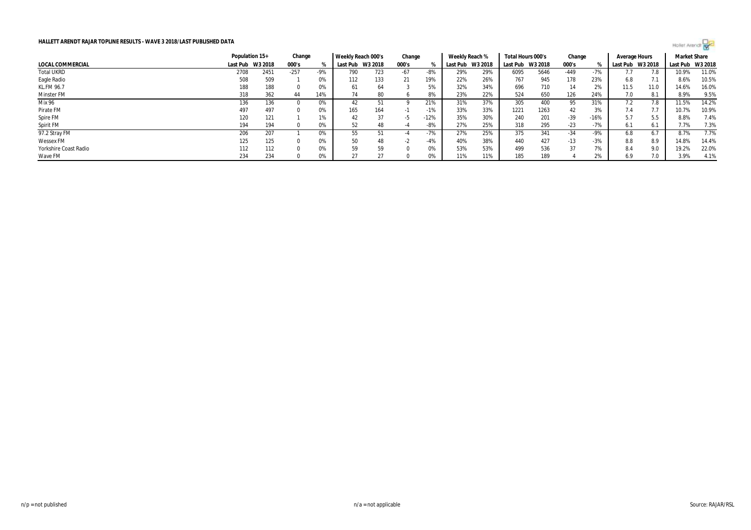**HALLETT ARENDT RAJAR TOPLINE RESULTS - WAVE 3 2018/LAST PUBLISHED DATA**

| | Population 15+ | | Change | | Weekly Reach 000's | | Change | | Weekly Reach % | | Total Hours 000's | | Change | | Average Hours | | Market Share | |
|---|---|---|---|---|---|---|---|---|---|---|---|---|---|---|---|---|---|---|
| **LOCAL COMMERCIAL** | Last Pub | W3 2018 | 000's | % | Last Pub | W3 2018 | 000's | % | Last Pub | W3 2018 | Last Pub | W3 2018 | 000's | % | Last Pub | W3 2018 | Last Pub | W3 2018 |
| Total UKRD | 2708 | 2451 | -257 | -9% | 790 | 723 | -67 | -8% | 29% | 29% | 6095 | 5646 | -449 | -7% | 7.7 | 7.8 | 10.9% | 11.0% |
| Eagle Radio | 508 | 509 | 1 | 0% | 112 | 133 | 21 | 19% | 22% | 26% | 767 | 945 | 178 | 23% | 6.8 | 7.1 | 8.6% | 10.5% |
| KL.FM 96.7 | 188 | 188 | 0 | 0% | 61 | 64 | 3 | 5% | 32% | 34% | 696 | 710 | 14 | 2% | 11.5 | 11.0 | 14.6% | 16.0% |
| Minster FM | 318 | 362 | 44 | 14% | 74 | 80 | 6 | 8% | 23% | 22% | 524 | 650 | 126 | 24% | 7.0 | 8.1 | 8.9% | 9.5% |
| Mix 96 | 136 | 136 | 0 | 0% | 42 | 51 | 9 | 21% | 31% | 37% | 305 | 400 | 95 | 31% | 7.2 | 7.8 | 11.5% | 14.2% |
| Pirate FM | 497 | 497 | 0 | 0% | 165 | 164 | -1 | -1% | 33% | 33% | 1221 | 1263 | 42 | 3% | 7.4 | 7.7 | 10.7% | 10.9% |
| Spire FM | 120 | 121 | 1 | 1% | 42 | 37 | -5 | -12% | 35% | 30% | 240 | 201 | -39 | -16% | 5.7 | 5.5 | 8.8% | 7.4% |
| Spirit FM | 194 | 194 | 0 | 0% | 52 | 48 | -4 | -8% | 27% | 25% | 318 | 295 | -23 | -7% | 6.1 | 6.1 | 7.7% | 7.3% |
| 97.2 Stray FM | 206 | 207 | 1 | 0% | 55 | 51 | -4 | -7% | 27% | 25% | 375 | 341 | -34 | -9% | 6.8 | 6.7 | 8.7% | 7.7% |
| Wessex FM | 125 | 125 | 0 | 0% | 50 | 48 | -2 | -4% | 40% | 38% | 440 | 427 | -13 | -3% | 8.8 | 8.9 | 14.8% | 14.4% |
| Yorkshire Coast Radio | 112 | 112 | 0 | 0% | 59 | 59 | 0 | 0% | 53% | 53% | 499 | 536 | 37 | 7% | 8.4 | 9.0 | 19.2% | 22.0% |
| Wave FM | 234 | 234 | 0 | 0% | 27 | 27 | 0 | 0% | 11% | 11% | 185 | 189 | 4 | 2% | 6.9 | 7.0 | 3.9% | 4.1% |

n/p = not published

n/a = not applicable

Source: RAJAR/RSL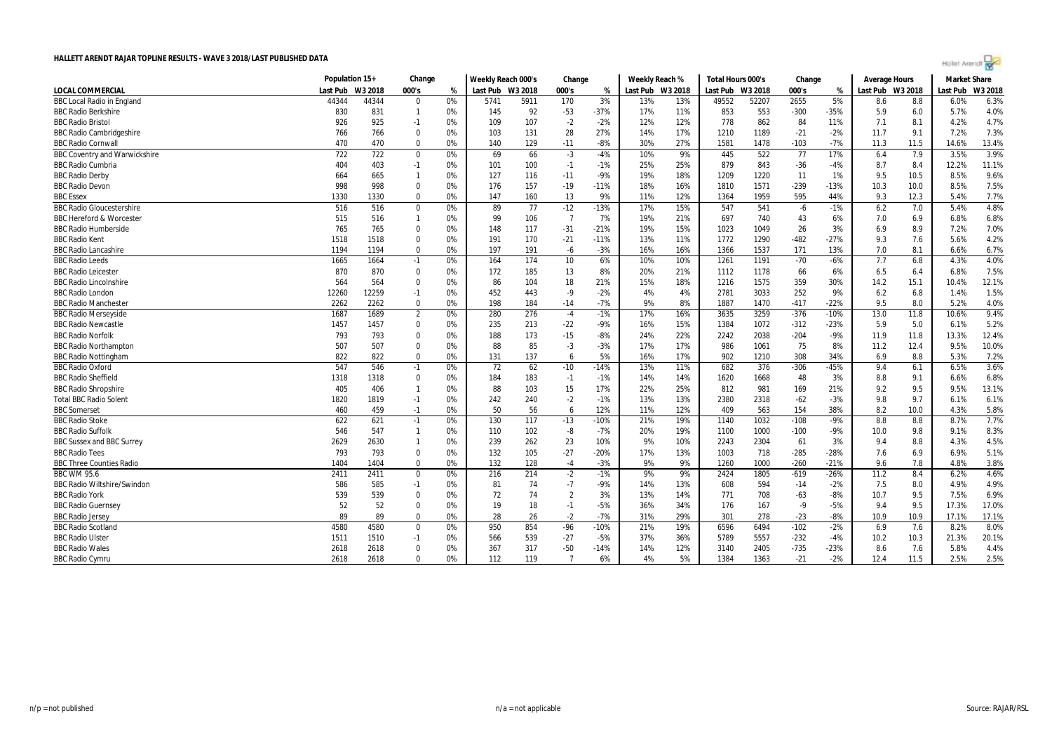# HALLETT ARENDT RAJAR TOPLINE RESULTS - WAVE 3 2018/LAST PUBLISHED DATA

| | Population 15+ | | Change | | Weekly Reach 000's | | Change | | Weekly Reach % | | Total Hours 000's | | Change | | Average Hours | | Market Share | |
|---|---|---|---|---|---|---|---|---|---|---|---|---|---|---|---|---|---|---|
| LOCAL COMMERCIAL | Last Pub | W3 2018 | 000's | % | Last Pub | W3 2018 | 000's | % | Last Pub | W3 2018 | Last Pub | W3 2018 | 000's | % | Last Pub | W3 2018 | Last Pub | W3 2018 |
| BBC Local Radio in England | 44344 | 44344 | 0 | 0% | 5741 | 5911 | 170 | 3% | 13% | 13% | 49552 | 52207 | 2655 | 5% | 8.6 | 8.8 | 6.0% | 6.3% |
| BBC Radio Berkshire | 830 | 831 | 1 | 0% | 145 | 92 | -53 | -37% | 17% | 11% | 853 | 553 | -300 | -35% | 5.9 | 6.0 | 5.7% | 4.0% |
| BBC Radio Bristol | 926 | 925 | -1 | 0% | 109 | 107 | -2 | -2% | 12% | 12% | 778 | 862 | 84 | 11% | 7.1 | 8.1 | 4.2% | 4.7% |
| BBC Radio Cambridgeshire | 766 | 766 | 0 | 0% | 103 | 131 | 28 | 27% | 14% | 17% | 1210 | 1189 | -21 | -2% | 11.7 | 9.1 | 7.2% | 7.3% |
| BBC Radio Cornwall | 470 | 470 | 0 | 0% | 140 | 129 | -11 | -8% | 30% | 27% | 1581 | 1478 | -103 | -7% | 11.3 | 11.5 | 14.6% | 13.4% |
| BBC Coventry and Warwickshire | 722 | 722 | 0 | 0% | 69 | 66 | -3 | -4% | 10% | 9% | 445 | 522 | 77 | 17% | 6.4 | 7.9 | 3.5% | 3.9% |
| BBC Radio Cumbria | 404 | 403 | -1 | 0% | 101 | 100 | -1 | -1% | 25% | 25% | 879 | 843 | -36 | -4% | 8.7 | 8.4 | 12.2% | 11.1% |
| BBC Radio Derby | 664 | 665 | 1 | 0% | 127 | 116 | -11 | -9% | 19% | 18% | 1209 | 1220 | 11 | 1% | 9.5 | 10.5 | 8.5% | 9.6% |
| BBC Radio Devon | 998 | 998 | 0 | 0% | 176 | 157 | -19 | -11% | 18% | 16% | 1810 | 1571 | -239 | -13% | 10.3 | 10.0 | 8.5% | 7.5% |
| BBC Essex | 1330 | 1330 | 0 | 0% | 147 | 160 | 13 | 9% | 11% | 12% | 1364 | 1959 | 595 | 44% | 9.3 | 12.3 | 5.4% | 7.7% |
| BBC Radio Gloucestershire | 516 | 516 | 0 | 0% | 89 | 77 | -12 | -13% | 17% | 15% | 547 | 541 | -6 | -1% | 6.2 | 7.0 | 5.4% | 4.8% |
| BBC Hereford & Worcester | 515 | 516 | 1 | 0% | 99 | 106 | 7 | 7% | 19% | 21% | 697 | 740 | 43 | 6% | 7.0 | 6.9 | 6.8% | 6.8% |
| BBC Radio Humberside | 765 | 765 | 0 | 0% | 148 | 117 | -31 | -21% | 19% | 15% | 1023 | 1049 | 26 | 3% | 6.9 | 8.9 | 7.2% | 7.0% |
| BBC Radio Kent | 1518 | 1518 | 0 | 0% | 191 | 170 | -21 | -11% | 13% | 11% | 1772 | 1290 | -482 | -27% | 9.3 | 7.6 | 5.6% | 4.2% |
| BBC Radio Lancashire | 1194 | 1194 | 0 | 0% | 197 | 191 | -6 | -3% | 16% | 16% | 1366 | 1537 | 171 | 13% | 7.0 | 8.1 | 6.6% | 6.7% |
| BBC Radio Leeds | 1665 | 1664 | -1 | 0% | 164 | 174 | 10 | 6% | 10% | 10% | 1261 | 1191 | -70 | -6% | 7.7 | 6.8 | 4.3% | 4.0% |
| BBC Radio Leicester | 870 | 870 | 0 | 0% | 172 | 185 | 13 | 8% | 20% | 21% | 1112 | 1178 | 66 | 6% | 6.5 | 6.4 | 6.8% | 7.5% |
| BBC Radio Lincolnshire | 564 | 564 | 0 | 0% | 86 | 104 | 18 | 21% | 15% | 18% | 1216 | 1575 | 359 | 30% | 14.2 | 15.1 | 10.4% | 12.1% |
| BBC Radio London | 12260 | 12259 | -1 | 0% | 452 | 443 | -9 | -2% | 4% | 4% | 2781 | 3033 | 252 | 9% | 6.2 | 6.8 | 1.4% | 1.5% |
| BBC Radio Manchester | 2262 | 2262 | 0 | 0% | 198 | 184 | -14 | -7% | 9% | 8% | 1887 | 1470 | -417 | -22% | 9.5 | 8.0 | 5.2% | 4.0% |
| BBC Radio Merseyside | 1687 | 1689 | 2 | 0% | 280 | 276 | -4 | -1% | 17% | 16% | 3635 | 3259 | -376 | -10% | 13.0 | 11.8 | 10.6% | 9.4% |
| BBC Radio Newcastle | 1457 | 1457 | 0 | 0% | 235 | 213 | -22 | -9% | 16% | 15% | 1384 | 1072 | -312 | -23% | 5.9 | 5.0 | 6.1% | 5.2% |
| BBC Radio Norfolk | 793 | 793 | 0 | 0% | 188 | 173 | -15 | -8% | 24% | 22% | 2242 | 2038 | -204 | -9% | 11.9 | 11.8 | 13.3% | 12.4% |
| BBC Radio Northampton | 507 | 507 | 0 | 0% | 88 | 85 | -3 | -3% | 17% | 17% | 986 | 1061 | 75 | 8% | 11.2 | 12.4 | 9.5% | 10.0% |
| BBC Radio Nottingham | 822 | 822 | 0 | 0% | 131 | 137 | 6 | 5% | 16% | 17% | 902 | 1210 | 308 | 34% | 6.9 | 8.8 | 5.3% | 7.2% |
| BBC Radio Oxford | 547 | 546 | -1 | 0% | 72 | 62 | -10 | -14% | 13% | 11% | 682 | 376 | -306 | -45% | 9.4 | 6.1 | 6.5% | 3.6% |
| BBC Radio Sheffield | 1318 | 1318 | 0 | 0% | 184 | 183 | -1 | -1% | 14% | 14% | 1620 | 1668 | 48 | 3% | 8.8 | 9.1 | 6.6% | 6.8% |
| BBC Radio Shropshire | 405 | 406 | 1 | 0% | 88 | 103 | 15 | 17% | 22% | 25% | 812 | 981 | 169 | 21% | 9.2 | 9.5 | 9.5% | 13.1% |
| Total BBC Radio Solent | 1820 | 1819 | -1 | 0% | 242 | 240 | -2 | -1% | 13% | 13% | 2380 | 2318 | -62 | -3% | 9.8 | 9.7 | 6.1% | 6.1% |
| BBC Somerset | 460 | 459 | -1 | 0% | 50 | 56 | 6 | 12% | 11% | 12% | 409 | 563 | 154 | 38% | 8.2 | 10.0 | 4.3% | 5.8% |
| BBC Radio Stoke | 622 | 621 | -1 | 0% | 130 | 117 | -13 | -10% | 21% | 19% | 1140 | 1032 | -108 | -9% | 8.8 | 8.8 | 8.7% | 7.7% |
| BBC Radio Suffolk | 546 | 547 | 1 | 0% | 110 | 102 | -8 | -7% | 20% | 19% | 1100 | 1000 | -100 | -9% | 10.0 | 9.8 | 9.1% | 8.3% |
| BBC Sussex and BBC Surrey | 2629 | 2630 | 1 | 0% | 239 | 262 | 23 | 10% | 9% | 10% | 2243 | 2304 | 61 | 3% | 9.4 | 8.8 | 4.3% | 4.5% |
| BBC Radio Tees | 793 | 793 | 0 | 0% | 132 | 105 | -27 | -20% | 17% | 13% | 1003 | 718 | -285 | -28% | 7.6 | 6.9 | 6.9% | 5.1% |
| BBC Three Counties Radio | 1404 | 1404 | 0 | 0% | 132 | 128 | -4 | -3% | 9% | 9% | 1260 | 1000 | -260 | -21% | 9.6 | 7.8 | 4.8% | 3.8% |
| BBC WM 95.6 | 2411 | 2411 | 0 | 0% | 216 | 214 | -2 | -1% | 9% | 9% | 2424 | 1805 | -619 | -26% | 11.2 | 8.4 | 6.2% | 4.6% |
| BBC Radio Wiltshire/Swindon | 586 | 585 | -1 | 0% | 81 | 74 | -7 | -9% | 14% | 13% | 608 | 594 | -14 | -2% | 7.5 | 8.0 | 4.9% | 4.9% |
| BBC Radio York | 539 | 539 | 0 | 0% | 72 | 74 | 2 | 3% | 13% | 14% | 771 | 708 | -63 | -8% | 10.7 | 9.5 | 7.5% | 6.9% |
| BBC Radio Guernsey | 52 | 52 | 0 | 0% | 19 | 18 | -1 | -5% | 36% | 34% | 176 | 167 | -9 | -5% | 9.4 | 9.5 | 17.3% | 17.0% |
| BBC Radio Jersey | 89 | 89 | 0 | 0% | 28 | 26 | -2 | -7% | 31% | 29% | 301 | 278 | -23 | -8% | 10.9 | 10.9 | 17.1% | 17.1% |
| BBC Radio Scotland | 4580 | 4580 | 0 | 0% | 950 | 854 | -96 | -10% | 21% | 19% | 6596 | 6494 | -102 | -2% | 6.9 | 7.6 | 8.2% | 8.0% |
| BBC Radio Ulster | 1511 | 1510 | -1 | 0% | 566 | 539 | -27 | -5% | 37% | 36% | 5789 | 5557 | -232 | -4% | 10.2 | 10.3 | 21.3% | 20.1% |
| BBC Radio Wales | 2618 | 2618 | 0 | 0% | 367 | 317 | -50 | -14% | 14% | 12% | 3140 | 2405 | -735 | -23% | 8.6 | 7.6 | 5.8% | 4.4% |
| BBC Radio Cymru | 2618 | 2618 | 0 | 0% | 112 | 119 | 7 | 6% | 4% | 5% | 1384 | 1363 | -21 | -2% | 12.4 | 11.5 | 2.5% | 2.5% |

n/p = not published | n/a = not applicable | Source: RAJAR/RSL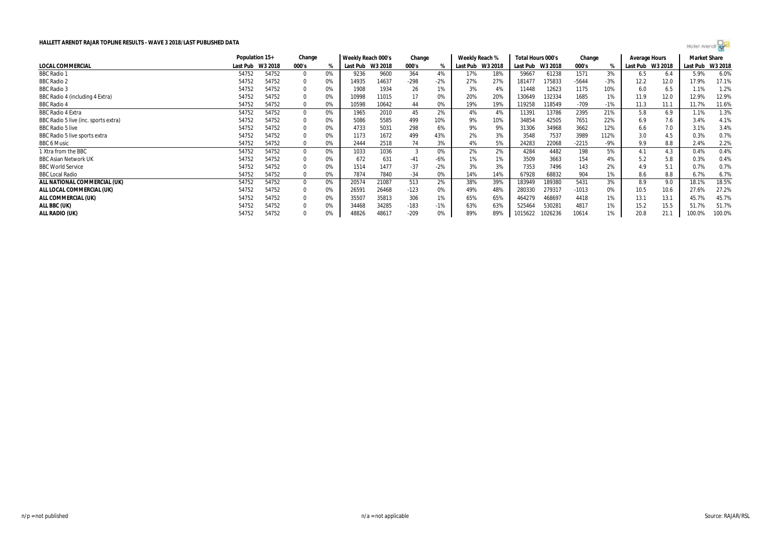**HALLETT ARENDT RAJAR TOPLINE RESULTS - WAVE 3 2018/LAST PUBLISHED DATA**

| | Population 15+ | | Change | | Weekly Reach 000's | | Change | | Weekly Reach % | | Total Hours 000's | | Change | | Average Hours | | Market Share | |
|---|---|---|---|---|---|---|---|---|---|---|---|---|---|---|---|---|---|---|
| LOCAL COMMERCIAL | Last Pub | W3 2018 | 000's | % | Last Pub | W3 2018 | 000's | % | Last Pub | W3 2018 | Last Pub | W3 2018 | 000's | % | Last Pub | W3 2018 | Last Pub | W3 2018 |
| BBC Radio 1 | 54752 | 54752 | 0 | 0% | 9236 | 9600 | 364 | 4% | 17% | 18% | 59667 | 61238 | 1571 | 3% | 6.5 | 6.4 | 5.9% | 6.0% |
| BBC Radio 2 | 54752 | 54752 | 0 | 0% | 14935 | 14637 | -298 | -2% | 27% | 27% | 181477 | 175833 | -5644 | -3% | 12.2 | 12.0 | 17.9% | 17.1% |
| BBC Radio 3 | 54752 | 54752 | 0 | 0% | 1908 | 1934 | 26 | 1% | 3% | 4% | 11448 | 12623 | 1175 | 10% | 6.0 | 6.5 | 1.1% | 1.2% |
| BBC Radio 4 (including 4 Extra) | 54752 | 54752 | 0 | 0% | 10998 | 11015 | 17 | 0% | 20% | 20% | 130649 | 132334 | 1685 | 1% | 11.9 | 12.0 | 12.9% | 12.9% |
| BBC Radio 4 | 54752 | 54752 | 0 | 0% | 10598 | 10642 | 44 | 0% | 19% | 19% | 119258 | 118549 | -709 | -1% | 11.3 | 11.1 | 11.7% | 11.6% |
| BBC Radio 4 Extra | 54752 | 54752 | 0 | 0% | 1965 | 2010 | 45 | 2% | 4% | 4% | 11391 | 13786 | 2395 | 21% | 5.8 | 6.9 | 1.1% | 1.3% |
| BBC Radio 5 live (inc. sports extra) | 54752 | 54752 | 0 | 0% | 5086 | 5585 | 499 | 10% | 9% | 10% | 34854 | 42505 | 7651 | 22% | 6.9 | 7.6 | 3.4% | 4.1% |
| BBC Radio 5 live | 54752 | 54752 | 0 | 0% | 4733 | 5031 | 298 | 6% | 9% | 9% | 31306 | 34968 | 3662 | 12% | 6.6 | 7.0 | 3.1% | 3.4% |
| BBC Radio 5 live sports extra | 54752 | 54752 | 0 | 0% | 1173 | 1672 | 499 | 43% | 2% | 3% | 3548 | 7537 | 3989 | 112% | 3.0 | 4.5 | 0.3% | 0.7% |
| BBC 6 Music | 54752 | 54752 | 0 | 0% | 2444 | 2518 | 74 | 3% | 4% | 5% | 24283 | 22068 | -2215 | -9% | 9.9 | 8.8 | 2.4% | 2.2% |
| 1 Xtra from the BBC | 54752 | 54752 | 0 | 0% | 1033 | 1036 | 3 | 0% | 2% | 2% | 4284 | 4482 | 198 | 5% | 4.1 | 4.3 | 0.4% | 0.4% |
| BBC Asian Network UK | 54752 | 54752 | 0 | 0% | 672 | 631 | -41 | -6% | 1% | 1% | 3509 | 3663 | 154 | 4% | 5.2 | 5.8 | 0.3% | 0.4% |
| BBC World Service | 54752 | 54752 | 0 | 0% | 1514 | 1477 | -37 | -2% | 3% | 3% | 7353 | 7496 | 143 | 2% | 4.9 | 5.1 | 0.7% | 0.7% |
| BBC Local Radio | 54752 | 54752 | 0 | 0% | 7874 | 7840 | -34 | 0% | 14% | 14% | 67928 | 68832 | 904 | 1% | 8.6 | 8.8 | 6.7% | 6.7% |
| **ALL NATIONAL COMMERCIAL (UK)** | 54752 | 54752 | 0 | 0% | 20574 | 21087 | 513 | 2% | 38% | 39% | 183949 | 189380 | 5431 | 3% | 8.9 | 9.0 | 18.1% | 18.5% |
| **ALL LOCAL COMMERCIAL (UK)** | 54752 | 54752 | 0 | 0% | 26591 | 26468 | -123 | 0% | 49% | 48% | 280330 | 279317 | -1013 | 0% | 10.5 | 10.6 | 27.6% | 27.2% |
| **ALL COMMERCIAL (UK)** | 54752 | 54752 | 0 | 0% | 35507 | 35813 | 306 | 1% | 65% | 65% | 464279 | 468697 | 4418 | 1% | 13.1 | 13.1 | 45.7% | 45.7% |
| **ALL BBC (UK)** | 54752 | 54752 | 0 | 0% | 34468 | 34285 | -183 | -1% | 63% | 63% | 525464 | 530281 | 4817 | 1% | 15.2 | 15.5 | 51.7% | 51.7% |
| **ALL RADIO (UK)** | 54752 | 54752 | 0 | 0% | 48826 | 48617 | -209 | 0% | 89% | 89% | 1015622 | 1026236 | 10614 | 1% | 20.8 | 21.1 | 100.0% | 100.0% |

n/p = not published

n/a = not applicable

Source: RAJAR/RSL